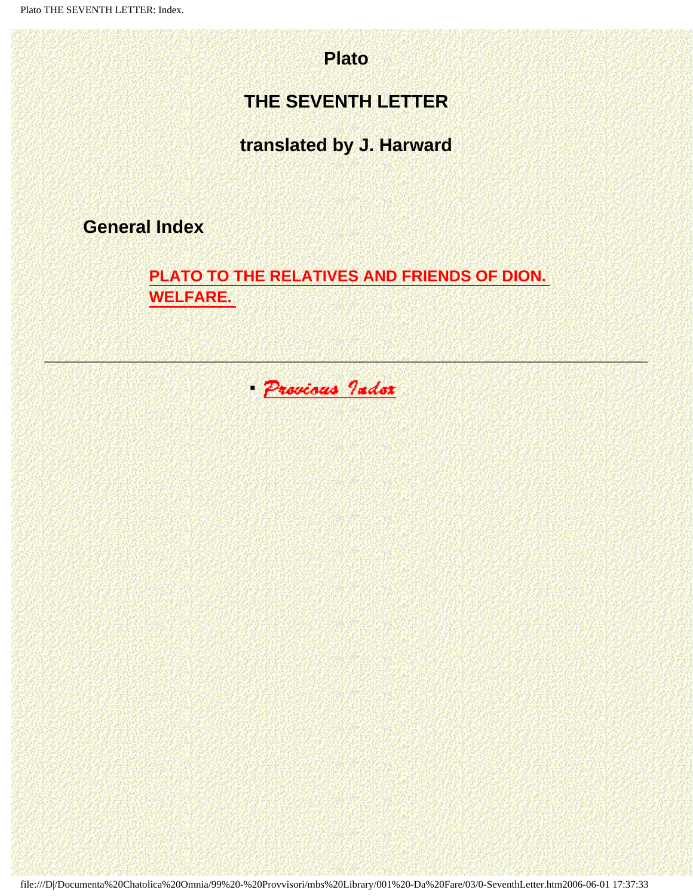# Plato

## THE SEVENTH LETTER

### translated by J. Harward

**General Index**

PLATO TO THE RELATIVES AND FRIENDS OF DION. WELFARE.

---

- Previous Index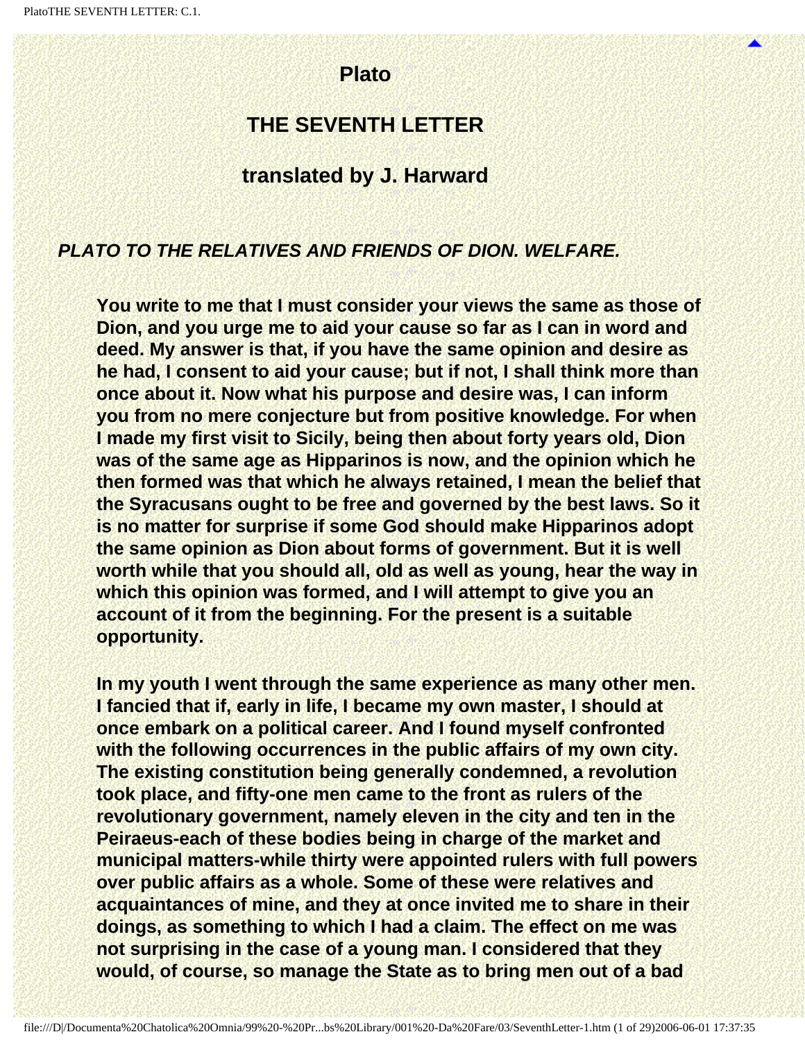# Plato

## THE SEVENTH LETTER

### translated by J. Harward

***PLATO TO THE RELATIVES AND FRIENDS OF DION. WELFARE.***

**You write to me that I must consider your views the same as those of Dion, and you urge me to aid your cause so far as I can in word and deed. My answer is that, if you have the same opinion and desire as he had, I consent to aid your cause; but if not, I shall think more than once about it. Now what his purpose and desire was, I can inform you from no mere conjecture but from positive knowledge. For when I made my first visit to Sicily, being then about forty years old, Dion was of the same age as Hipparinos is now, and the opinion which he then formed was that which he always retained, I mean the belief that the Syracusans ought to be free and governed by the best laws. So it is no matter for surprise if some God should make Hipparinos adopt the same opinion as Dion about forms of government. But it is well worth while that you should all, old as well as young, hear the way in which this opinion was formed, and I will attempt to give you an account of it from the beginning. For the present is a suitable opportunity.**

**In my youth I went through the same experience as many other men. I fancied that if, early in life, I became my own master, I should at once embark on a political career. And I found myself confronted with the following occurrences in the public affairs of my own city. The existing constitution being generally condemned, a revolution took place, and fifty-one men came to the front as rulers of the revolutionary government, namely eleven in the city and ten in the Peiraeus-each of these bodies being in charge of the market and municipal matters-while thirty were appointed rulers with full powers over public affairs as a whole. Some of these were relatives and acquaintances of mine, and they at once invited me to share in their doings, as something to which I had a claim. The effect on me was not surprising in the case of a young man. I considered that they would, of course, so manage the State as to bring men out of a bad**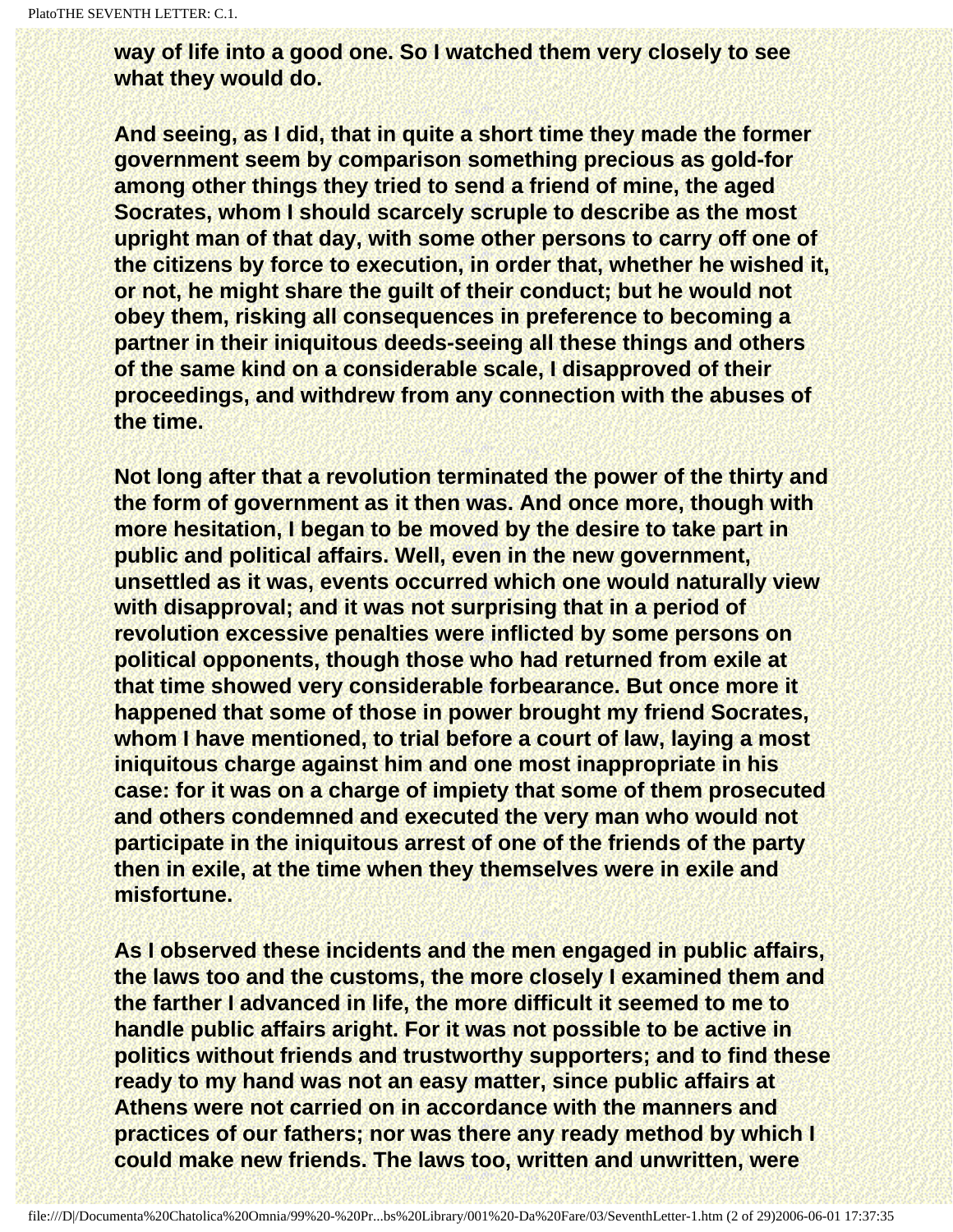**way of life into a good one. So I watched them very closely to see what they would do.**

**And seeing, as I did, that in quite a short time they made the former government seem by comparison something precious as gold-for among other things they tried to send a friend of mine, the aged Socrates, whom I should scarcely scruple to describe as the most upright man of that day, with some other persons to carry off one of the citizens by force to execution, in order that, whether he wished it, or not, he might share the guilt of their conduct; but he would not obey them, risking all consequences in preference to becoming a partner in their iniquitous deeds-seeing all these things and others of the same kind on a considerable scale, I disapproved of their proceedings, and withdrew from any connection with the abuses of the time.**

**Not long after that a revolution terminated the power of the thirty and the form of government as it then was. And once more, though with more hesitation, I began to be moved by the desire to take part in public and political affairs. Well, even in the new government, unsettled as it was, events occurred which one would naturally view with disapproval; and it was not surprising that in a period of revolution excessive penalties were inflicted by some persons on political opponents, though those who had returned from exile at that time showed very considerable forbearance. But once more it happened that some of those in power brought my friend Socrates, whom I have mentioned, to trial before a court of law, laying a most iniquitous charge against him and one most inappropriate in his case: for it was on a charge of impiety that some of them prosecuted and others condemned and executed the very man who would not participate in the iniquitous arrest of one of the friends of the party then in exile, at the time when they themselves were in exile and misfortune.**

**As I observed these incidents and the men engaged in public affairs, the laws too and the customs, the more closely I examined them and the farther I advanced in life, the more difficult it seemed to me to handle public affairs aright. For it was not possible to be active in politics without friends and trustworthy supporters; and to find these ready to my hand was not an easy matter, since public affairs at Athens were not carried on in accordance with the manners and practices of our fathers; nor was there any ready method by which I could make new friends. The laws too, written and unwritten, were**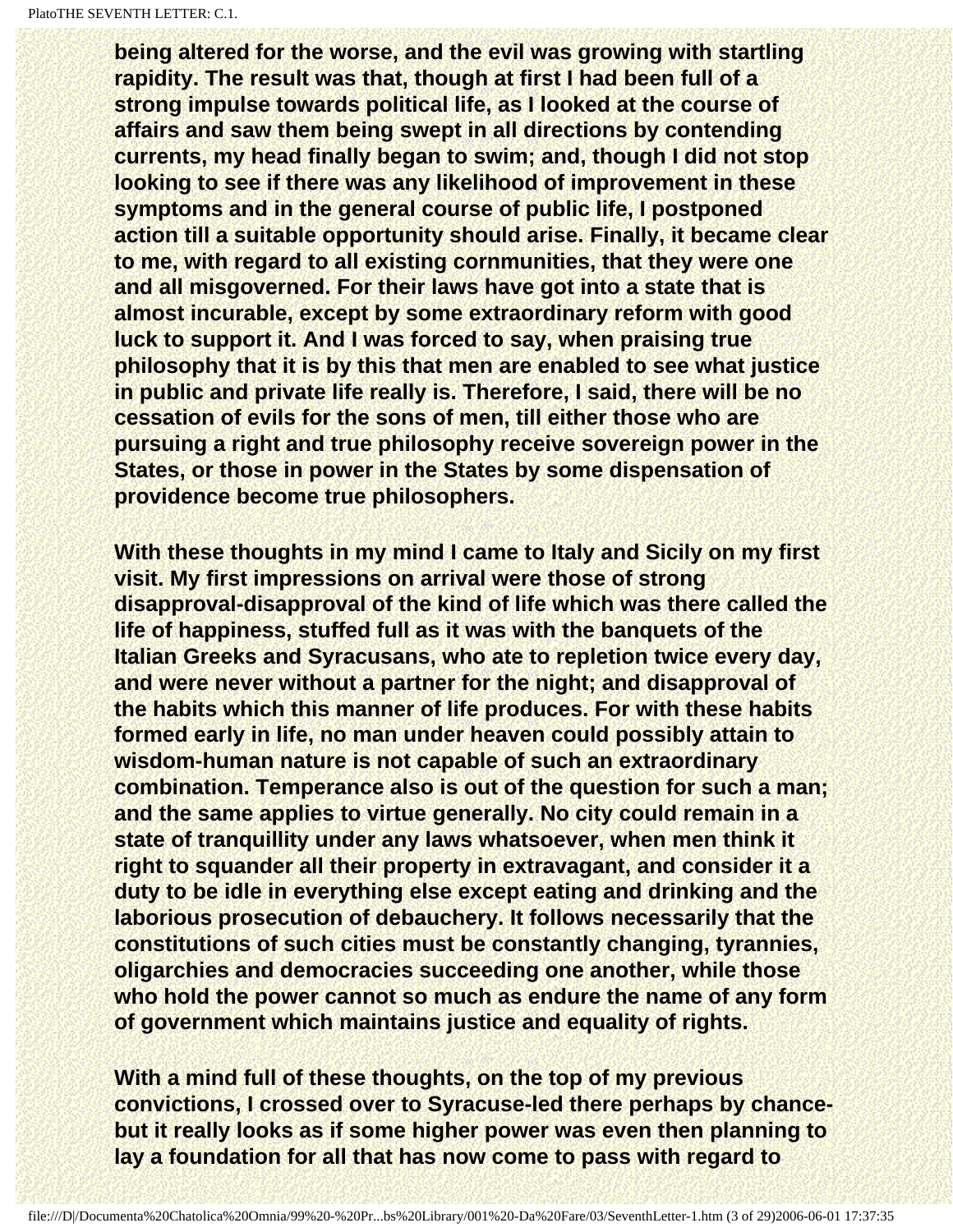being altered for the worse, and the evil was growing with startling rapidity. The result was that, though at first I had been full of a strong impulse towards political life, as I looked at the course of affairs and saw them being swept in all directions by contending currents, my head finally began to swim; and, though I did not stop looking to see if there was any likelihood of improvement in these symptoms and in the general course of public life, I postponed action till a suitable opportunity should arise. Finally, it became clear to me, with regard to all existing cornmunities, that they were one and all misgoverned. For their laws have got into a state that is almost incurable, except by some extraordinary reform with good luck to support it. And I was forced to say, when praising true philosophy that it is by this that men are enabled to see what justice in public and private life really is. Therefore, I said, there will be no cessation of evils for the sons of men, till either those who are pursuing a right and true philosophy receive sovereign power in the States, or those in power in the States by some dispensation of providence become true philosophers.

With these thoughts in my mind I came to Italy and Sicily on my first visit. My first impressions on arrival were those of strong disapproval-disapproval of the kind of life which was there called the life of happiness, stuffed full as it was with the banquets of the Italian Greeks and Syracusans, who ate to repletion twice every day, and were never without a partner for the night; and disapproval of the habits which this manner of life produces. For with these habits formed early in life, no man under heaven could possibly attain to wisdom-human nature is not capable of such an extraordinary combination. Temperance also is out of the question for such a man; and the same applies to virtue generally. No city could remain in a state of tranquillity under any laws whatsoever, when men think it right to squander all their property in extravagant, and consider it a duty to be idle in everything else except eating and drinking and the laborious prosecution of debauchery. It follows necessarily that the constitutions of such cities must be constantly changing, tyrannies, oligarchies and democracies succeeding one another, while those who hold the power cannot so much as endure the name of any form of government which maintains justice and equality of rights.

With a mind full of these thoughts, on the top of my previous convictions, I crossed over to Syracuse-led there perhaps by chance-but it really looks as if some higher power was even then planning to lay a foundation for all that has now come to pass with regard to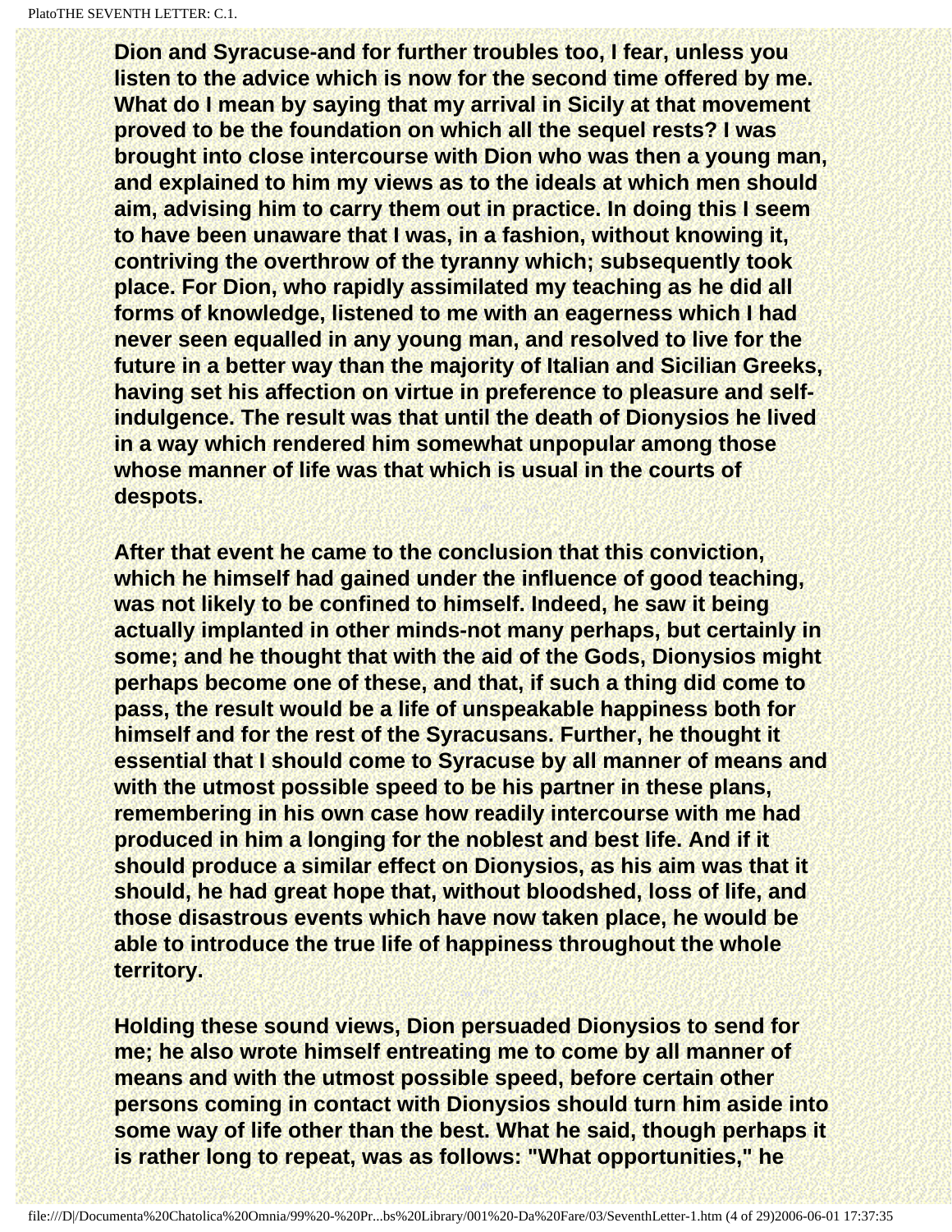**Dion and Syracuse-and for further troubles too, I fear, unless you listen to the advice which is now for the second time offered by me. What do I mean by saying that my arrival in Sicily at that movement proved to be the foundation on which all the sequel rests? I was brought into close intercourse with Dion who was then a young man, and explained to him my views as to the ideals at which men should aim, advising him to carry them out in practice. In doing this I seem to have been unaware that I was, in a fashion, without knowing it, contriving the overthrow of the tyranny which; subsequently took place. For Dion, who rapidly assimilated my teaching as he did all forms of knowledge, listened to me with an eagerness which I had never seen equalled in any young man, and resolved to live for the future in a better way than the majority of Italian and Sicilian Greeks, having set his affection on virtue in preference to pleasure and self-indulgence. The result was that until the death of Dionysios he lived in a way which rendered him somewhat unpopular among those whose manner of life was that which is usual in the courts of despots.**

**After that event he came to the conclusion that this conviction, which he himself had gained under the influence of good teaching, was not likely to be confined to himself. Indeed, he saw it being actually implanted in other minds-not many perhaps, but certainly in some; and he thought that with the aid of the Gods, Dionysios might perhaps become one of these, and that, if such a thing did come to pass, the result would be a life of unspeakable happiness both for himself and for the rest of the Syracusans. Further, he thought it essential that I should come to Syracuse by all manner of means and with the utmost possible speed to be his partner in these plans, remembering in his own case how readily intercourse with me had produced in him a longing for the noblest and best life. And if it should produce a similar effect on Dionysios, as his aim was that it should, he had great hope that, without bloodshed, loss of life, and those disastrous events which have now taken place, he would be able to introduce the true life of happiness throughout the whole territory.**

**Holding these sound views, Dion persuaded Dionysios to send for me; he also wrote himself entreating me to come by all manner of means and with the utmost possible speed, before certain other persons coming in contact with Dionysios should turn him aside into some way of life other than the best. What he said, though perhaps it is rather long to repeat, was as follows: "What opportunities," he**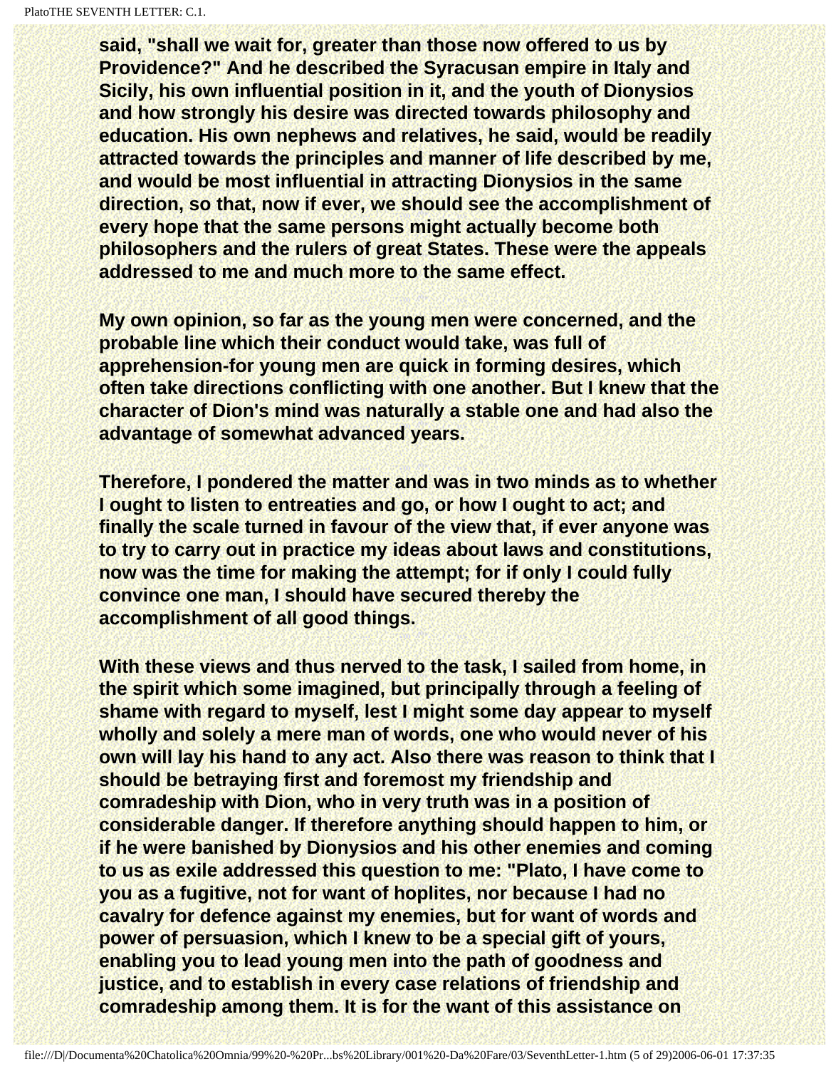said, "shall we wait for, greater than those now offered to us by Providence?" And he described the Syracusan empire in Italy and Sicily, his own influential position in it, and the youth of Dionysios and how strongly his desire was directed towards philosophy and education. His own nephews and relatives, he said, would be readily attracted towards the principles and manner of life described by me, and would be most influential in attracting Dionysios in the same direction, so that, now if ever, we should see the accomplishment of every hope that the same persons might actually become both philosophers and the rulers of great States. These were the appeals addressed to me and much more to the same effect.

My own opinion, so far as the young men were concerned, and the probable line which their conduct would take, was full of apprehension-for young men are quick in forming desires, which often take directions conflicting with one another. But I knew that the character of Dion's mind was naturally a stable one and had also the advantage of somewhat advanced years.

Therefore, I pondered the matter and was in two minds as to whether I ought to listen to entreaties and go, or how I ought to act; and finally the scale turned in favour of the view that, if ever anyone was to try to carry out in practice my ideas about laws and constitutions, now was the time for making the attempt; for if only I could fully convince one man, I should have secured thereby the accomplishment of all good things.

With these views and thus nerved to the task, I sailed from home, in the spirit which some imagined, but principally through a feeling of shame with regard to myself, lest I might some day appear to myself wholly and solely a mere man of words, one who would never of his own will lay his hand to any act. Also there was reason to think that I should be betraying first and foremost my friendship and comradeship with Dion, who in very truth was in a position of considerable danger. If therefore anything should happen to him, or if he were banished by Dionysios and his other enemies and coming to us as exile addressed this question to me: "Plato, I have come to you as a fugitive, not for want of hoplites, nor because I had no cavalry for defence against my enemies, but for want of words and power of persuasion, which I knew to be a special gift of yours, enabling you to lead young men into the path of goodness and justice, and to establish in every case relations of friendship and comradeship among them. It is for the want of this assistance on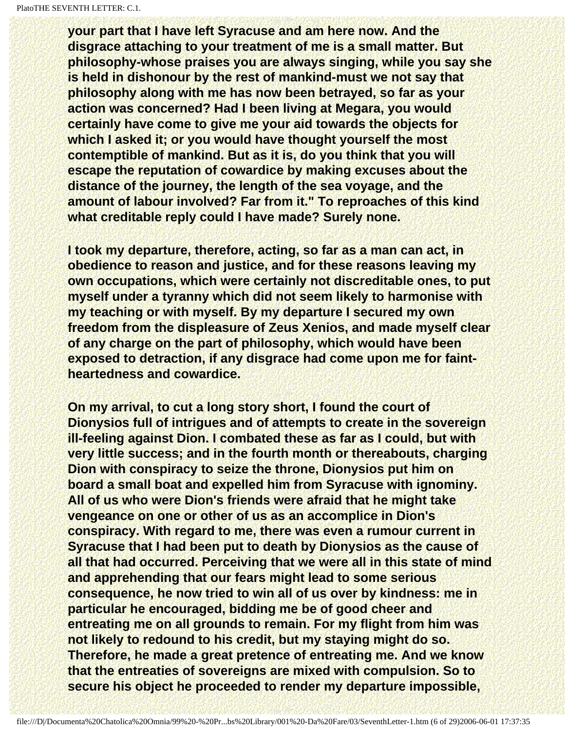**your part that I have left Syracuse and am here now. And the disgrace attaching to your treatment of me is a small matter. But philosophy-whose praises you are always singing, while you say she is held in dishonour by the rest of mankind-must we not say that philosophy along with me has now been betrayed, so far as your action was concerned? Had I been living at Megara, you would certainly have come to give me your aid towards the objects for which I asked it; or you would have thought yourself the most contemptible of mankind. But as it is, do you think that you will escape the reputation of cowardice by making excuses about the distance of the journey, the length of the sea voyage, and the amount of labour involved? Far from it." To reproaches of this kind what creditable reply could I have made? Surely none.**

**I took my departure, therefore, acting, so far as a man can act, in obedience to reason and justice, and for these reasons leaving my own occupations, which were certainly not discreditable ones, to put myself under a tyranny which did not seem likely to harmonise with my teaching or with myself. By my departure I secured my own freedom from the displeasure of Zeus Xenios, and made myself clear of any charge on the part of philosophy, which would have been exposed to detraction, if any disgrace had come upon me for faint-heartedness and cowardice.**

**On my arrival, to cut a long story short, I found the court of Dionysios full of intrigues and of attempts to create in the sovereign ill-feeling against Dion. I combated these as far as I could, but with very little success; and in the fourth month or thereabouts, charging Dion with conspiracy to seize the throne, Dionysios put him on board a small boat and expelled him from Syracuse with ignominy. All of us who were Dion's friends were afraid that he might take vengeance on one or other of us as an accomplice in Dion's conspiracy. With regard to me, there was even a rumour current in Syracuse that I had been put to death by Dionysios as the cause of all that had occurred. Perceiving that we were all in this state of mind and apprehending that our fears might lead to some serious consequence, he now tried to win all of us over by kindness: me in particular he encouraged, bidding me be of good cheer and entreating me on all grounds to remain. For my flight from him was not likely to redound to his credit, but my staying might do so. Therefore, he made a great pretence of entreating me. And we know that the entreaties of sovereigns are mixed with compulsion. So to secure his object he proceeded to render my departure impossible,**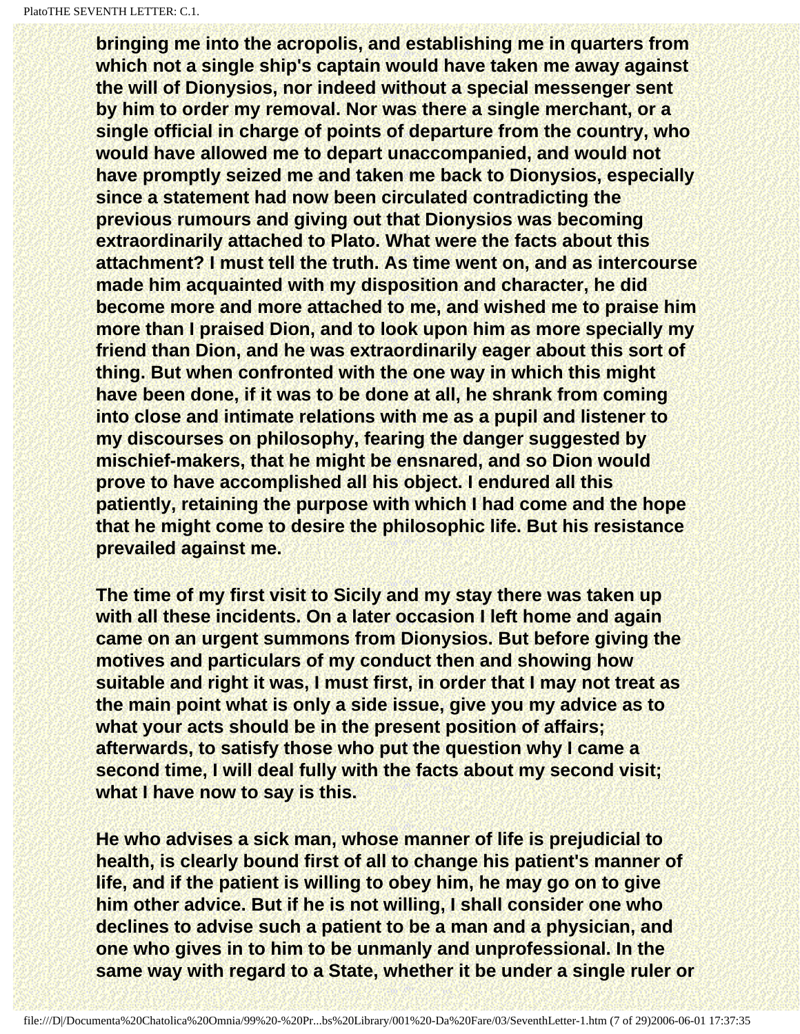**bringing me into the acropolis, and establishing me in quarters from which not a single ship's captain would have taken me away against the will of Dionysios, nor indeed without a special messenger sent by him to order my removal. Nor was there a single merchant, or a single official in charge of points of departure from the country, who would have allowed me to depart unaccompanied, and would not have promptly seized me and taken me back to Dionysios, especially since a statement had now been circulated contradicting the previous rumours and giving out that Dionysios was becoming extraordinarily attached to Plato. What were the facts about this attachment? I must tell the truth. As time went on, and as intercourse made him acquainted with my disposition and character, he did become more and more attached to me, and wished me to praise him more than I praised Dion, and to look upon him as more specially my friend than Dion, and he was extraordinarily eager about this sort of thing. But when confronted with the one way in which this might have been done, if it was to be done at all, he shrank from coming into close and intimate relations with me as a pupil and listener to my discourses on philosophy, fearing the danger suggested by mischief-makers, that he might be ensnared, and so Dion would prove to have accomplished all his object. I endured all this patiently, retaining the purpose with which I had come and the hope that he might come to desire the philosophic life. But his resistance prevailed against me.**

**The time of my first visit to Sicily and my stay there was taken up with all these incidents. On a later occasion I left home and again came on an urgent summons from Dionysios. But before giving the motives and particulars of my conduct then and showing how suitable and right it was, I must first, in order that I may not treat as the main point what is only a side issue, give you my advice as to what your acts should be in the present position of affairs; afterwards, to satisfy those who put the question why I came a second time, I will deal fully with the facts about my second visit; what I have now to say is this.**

**He who advises a sick man, whose manner of life is prejudicial to health, is clearly bound first of all to change his patient's manner of life, and if the patient is willing to obey him, he may go on to give him other advice. But if he is not willing, I shall consider one who declines to advise such a patient to be a man and a physician, and one who gives in to him to be unmanly and unprofessional. In the same way with regard to a State, whether it be under a single ruler or**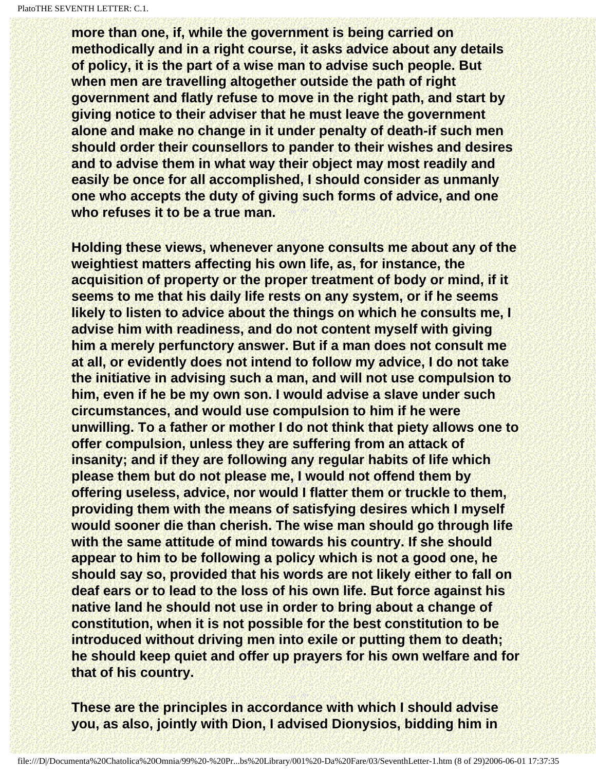more than one, if, while the government is being carried on methodically and in a right course, it asks advice about any details of policy, it is the part of a wise man to advise such people. But when men are travelling altogether outside the path of right government and flatly refuse to move in the right path, and start by giving notice to their adviser that he must leave the government alone and make no change in it under penalty of death-if such men should order their counsellors to pander to their wishes and desires and to advise them in what way their object may most readily and easily be once for all accomplished, I should consider as unmanly one who accepts the duty of giving such forms of advice, and one who refuses it to be a true man.

Holding these views, whenever anyone consults me about any of the weightiest matters affecting his own life, as, for instance, the acquisition of property or the proper treatment of body or mind, if it seems to me that his daily life rests on any system, or if he seems likely to listen to advice about the things on which he consults me, I advise him with readiness, and do not content myself with giving him a merely perfunctory answer. But if a man does not consult me at all, or evidently does not intend to follow my advice, I do not take the initiative in advising such a man, and will not use compulsion to him, even if he be my own son. I would advise a slave under such circumstances, and would use compulsion to him if he were unwilling. To a father or mother I do not think that piety allows one to offer compulsion, unless they are suffering from an attack of insanity; and if they are following any regular habits of life which please them but do not please me, I would not offend them by offering useless, advice, nor would I flatter them or truckle to them, providing them with the means of satisfying desires which I myself would sooner die than cherish. The wise man should go through life with the same attitude of mind towards his country. If she should appear to him to be following a policy which is not a good one, he should say so, provided that his words are not likely either to fall on deaf ears or to lead to the loss of his own life. But force against his native land he should not use in order to bring about a change of constitution, when it is not possible for the best constitution to be introduced without driving men into exile or putting them to death; he should keep quiet and offer up prayers for his own welfare and for that of his country.

These are the principles in accordance with which I should advise you, as also, jointly with Dion, I advised Dionysios, bidding him in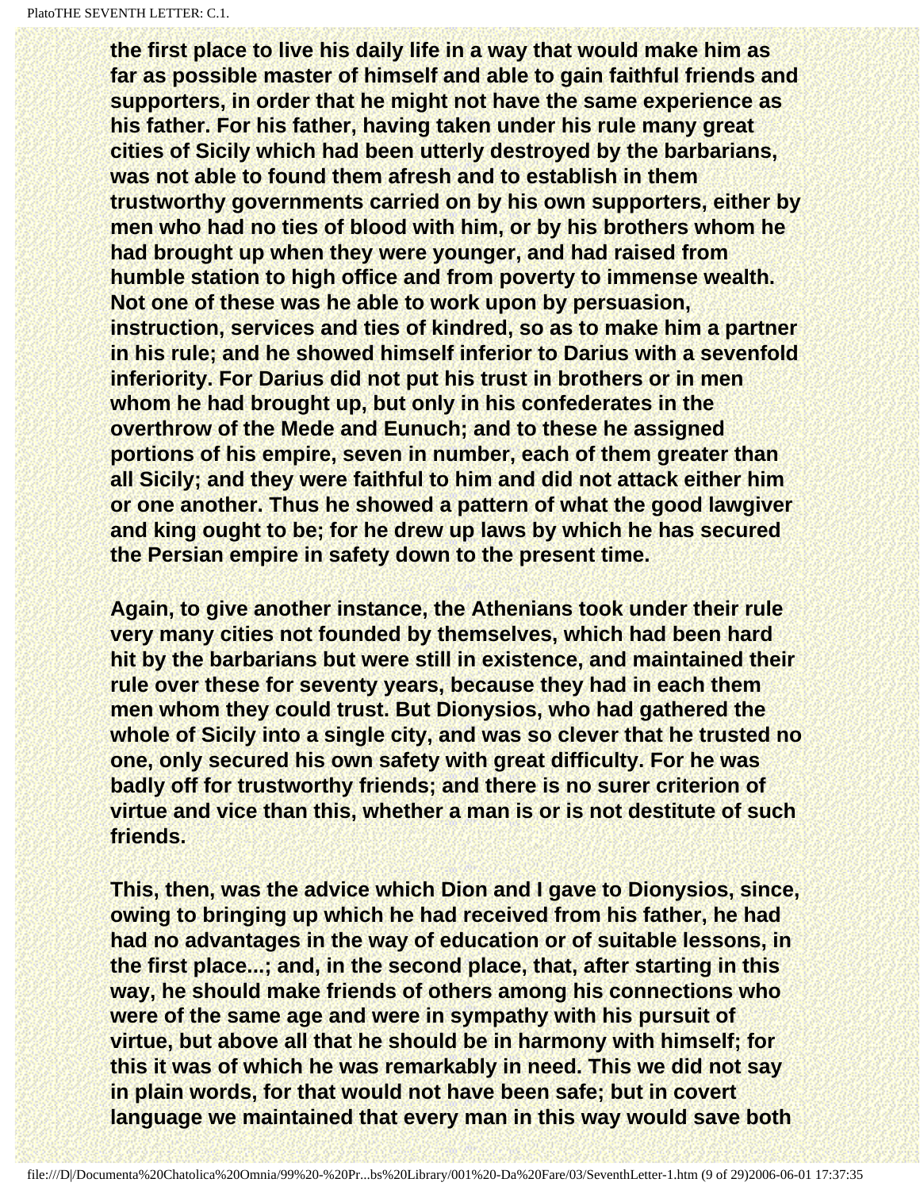**the first place to live his daily life in a way that would make him as far as possible master of himself and able to gain faithful friends and supporters, in order that he might not have the same experience as his father. For his father, having taken under his rule many great cities of Sicily which had been utterly destroyed by the barbarians, was not able to found them afresh and to establish in them trustworthy governments carried on by his own supporters, either by men who had no ties of blood with him, or by his brothers whom he had brought up when they were younger, and had raised from humble station to high office and from poverty to immense wealth. Not one of these was he able to work upon by persuasion, instruction, services and ties of kindred, so as to make him a partner in his rule; and he showed himself inferior to Darius with a sevenfold inferiority. For Darius did not put his trust in brothers or in men whom he had brought up, but only in his confederates in the overthrow of the Mede and Eunuch; and to these he assigned portions of his empire, seven in number, each of them greater than all Sicily; and they were faithful to him and did not attack either him or one another. Thus he showed a pattern of what the good lawgiver and king ought to be; for he drew up laws by which he has secured the Persian empire in safety down to the present time.**

**Again, to give another instance, the Athenians took under their rule very many cities not founded by themselves, which had been hard hit by the barbarians but were still in existence, and maintained their rule over these for seventy years, because they had in each them men whom they could trust. But Dionysios, who had gathered the whole of Sicily into a single city, and was so clever that he trusted no one, only secured his own safety with great difficulty. For he was badly off for trustworthy friends; and there is no surer criterion of virtue and vice than this, whether a man is or is not destitute of such friends.**

**This, then, was the advice which Dion and I gave to Dionysios, since, owing to bringing up which he had received from his father, he had had no advantages in the way of education or of suitable lessons, in the first place...; and, in the second place, that, after starting in this way, he should make friends of others among his connections who were of the same age and were in sympathy with his pursuit of virtue, but above all that he should be in harmony with himself; for this it was of which he was remarkably in need. This we did not say in plain words, for that would not have been safe; but in covert language we maintained that every man in this way would save both**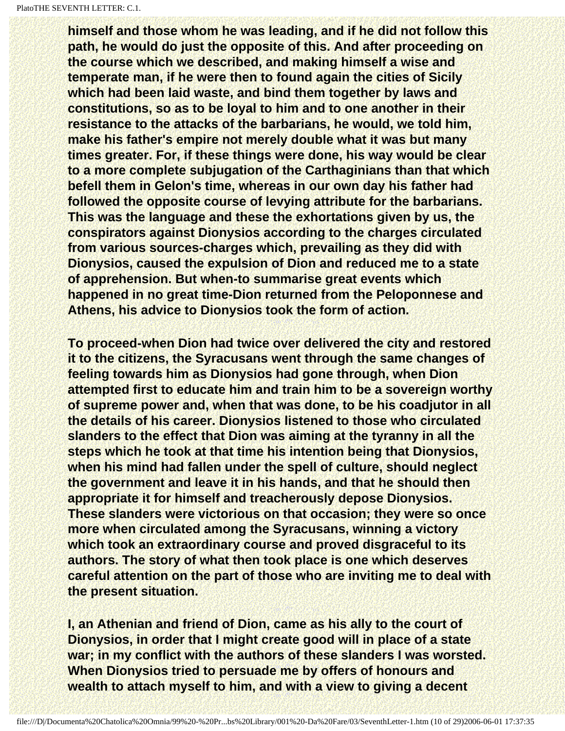himself and those whom he was leading, and if he did not follow this path, he would do just the opposite of this. And after proceeding on the course which we described, and making himself a wise and temperate man, if he were then to found again the cities of Sicily which had been laid waste, and bind them together by laws and constitutions, so as to be loyal to him and to one another in their resistance to the attacks of the barbarians, he would, we told him, make his father's empire not merely double what it was but many times greater. For, if these things were done, his way would be clear to a more complete subjugation of the Carthaginians than that which befell them in Gelon's time, whereas in our own day his father had followed the opposite course of levying attribute for the barbarians. This was the language and these the exhortations given by us, the conspirators against Dionysios according to the charges circulated from various sources-charges which, prevailing as they did with Dionysios, caused the expulsion of Dion and reduced me to a state of apprehension. But when-to summarise great events which happened in no great time-Dion returned from the Peloponnese and Athens, his advice to Dionysios took the form of action.

To proceed-when Dion had twice over delivered the city and restored it to the citizens, the Syracusans went through the same changes of feeling towards him as Dionysios had gone through, when Dion attempted first to educate him and train him to be a sovereign worthy of supreme power and, when that was done, to be his coadjutor in all the details of his career. Dionysios listened to those who circulated slanders to the effect that Dion was aiming at the tyranny in all the steps which he took at that time his intention being that Dionysios, when his mind had fallen under the spell of culture, should neglect the government and leave it in his hands, and that he should then appropriate it for himself and treacherously depose Dionysios. These slanders were victorious on that occasion; they were so once more when circulated among the Syracusans, winning a victory which took an extraordinary course and proved disgraceful to its authors. The story of what then took place is one which deserves careful attention on the part of those who are inviting me to deal with the present situation.

I, an Athenian and friend of Dion, came as his ally to the court of Dionysios, in order that I might create good will in place of a state war; in my conflict with the authors of these slanders I was worsted. When Dionysios tried to persuade me by offers of honours and wealth to attach myself to him, and with a view to giving a decent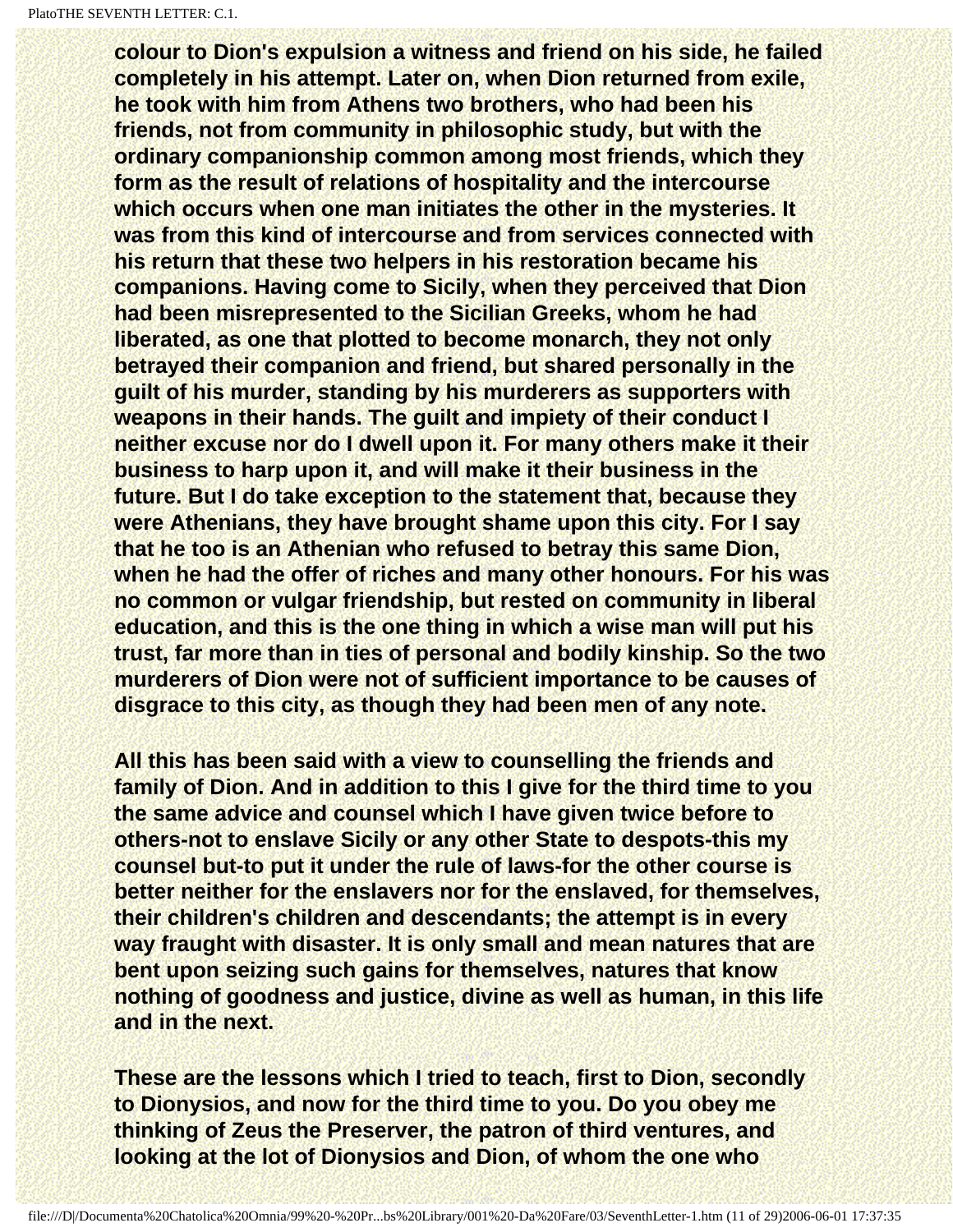colour to Dion's expulsion a witness and friend on his side, he failed completely in his attempt. Later on, when Dion returned from exile, he took with him from Athens two brothers, who had been his friends, not from community in philosophic study, but with the ordinary companionship common among most friends, which they form as the result of relations of hospitality and the intercourse which occurs when one man initiates the other in the mysteries. It was from this kind of intercourse and from services connected with his return that these two helpers in his restoration became his companions. Having come to Sicily, when they perceived that Dion had been misrepresented to the Sicilian Greeks, whom he had liberated, as one that plotted to become monarch, they not only betrayed their companion and friend, but shared personally in the guilt of his murder, standing by his murderers as supporters with weapons in their hands. The guilt and impiety of their conduct I neither excuse nor do I dwell upon it. For many others make it their business to harp upon it, and will make it their business in the future. But I do take exception to the statement that, because they were Athenians, they have brought shame upon this city. For I say that he too is an Athenian who refused to betray this same Dion, when he had the offer of riches and many other honours. For his was no common or vulgar friendship, but rested on community in liberal education, and this is the one thing in which a wise man will put his trust, far more than in ties of personal and bodily kinship. So the two murderers of Dion were not of sufficient importance to be causes of disgrace to this city, as though they had been men of any note.

All this has been said with a view to counselling the friends and family of Dion. And in addition to this I give for the third time to you the same advice and counsel which I have given twice before to others-not to enslave Sicily or any other State to despots-this my counsel but-to put it under the rule of laws-for the other course is better neither for the enslavers nor for the enslaved, for themselves, their children's children and descendants; the attempt is in every way fraught with disaster. It is only small and mean natures that are bent upon seizing such gains for themselves, natures that know nothing of goodness and justice, divine as well as human, in this life and in the next.

These are the lessons which I tried to teach, first to Dion, secondly to Dionysios, and now for the third time to you. Do you obey me thinking of Zeus the Preserver, the patron of third ventures, and looking at the lot of Dionysios and Dion, of whom the one who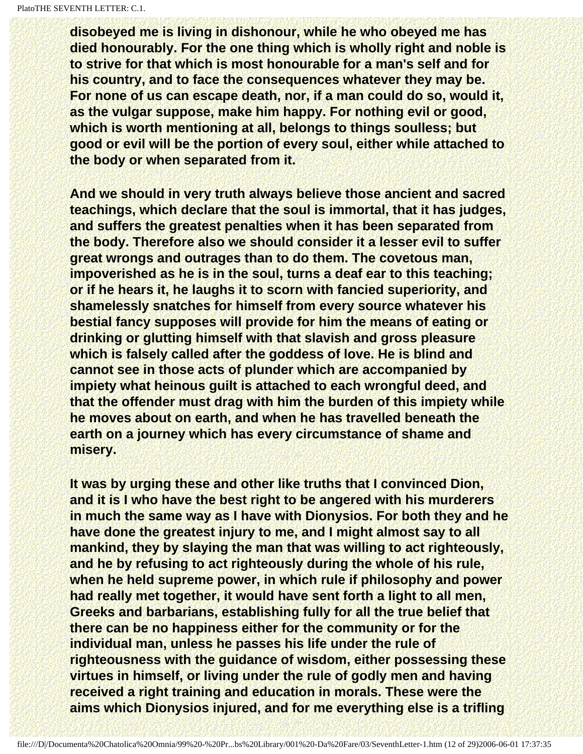disobeyed me is living in dishonour, while he who obeyed me has died honourably. For the one thing which is wholly right and noble is to strive for that which is most honourable for a man's self and for his country, and to face the consequences whatever they may be. For none of us can escape death, nor, if a man could do so, would it, as the vulgar suppose, make him happy. For nothing evil or good, which is worth mentioning at all, belongs to things soulless; but good or evil will be the portion of every soul, either while attached to the body or when separated from it.

And we should in very truth always believe those ancient and sacred teachings, which declare that the soul is immortal, that it has judges, and suffers the greatest penalties when it has been separated from the body. Therefore also we should consider it a lesser evil to suffer great wrongs and outrages than to do them. The covetous man, impoverished as he is in the soul, turns a deaf ear to this teaching; or if he hears it, he laughs it to scorn with fancied superiority, and shamelessly snatches for himself from every source whatever his bestial fancy supposes will provide for him the means of eating or drinking or glutting himself with that slavish and gross pleasure which is falsely called after the goddess of love. He is blind and cannot see in those acts of plunder which are accompanied by impiety what heinous guilt is attached to each wrongful deed, and that the offender must drag with him the burden of this impiety while he moves about on earth, and when he has travelled beneath the earth on a journey which has every circumstance of shame and misery.

It was by urging these and other like truths that I convinced Dion, and it is I who have the best right to be angered with his murderers in much the same way as I have with Dionysios. For both they and he have done the greatest injury to me, and I might almost say to all mankind, they by slaying the man that was willing to act righteously, and he by refusing to act righteously during the whole of his rule, when he held supreme power, in which rule if philosophy and power had really met together, it would have sent forth a light to all men, Greeks and barbarians, establishing fully for all the true belief that there can be no happiness either for the community or for the individual man, unless he passes his life under the rule of righteousness with the guidance of wisdom, either possessing these virtues in himself, or living under the rule of godly men and having received a right training and education in morals. These were the aims which Dionysios injured, and for me everything else is a trifling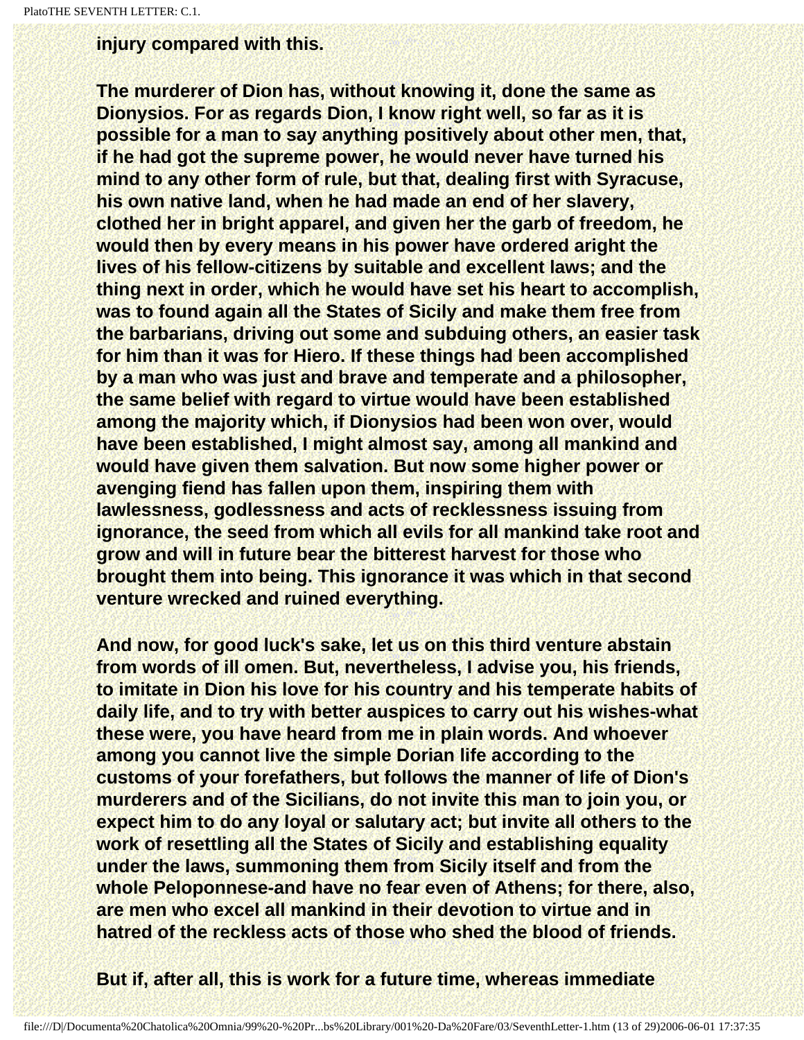injury compared with this.

The murderer of Dion has, without knowing it, done the same as Dionysios. For as regards Dion, I know right well, so far as it is possible for a man to say anything positively about other men, that, if he had got the supreme power, he would never have turned his mind to any other form of rule, but that, dealing first with Syracuse, his own native land, when he had made an end of her slavery, clothed her in bright apparel, and given her the garb of freedom, he would then by every means in his power have ordered aright the lives of his fellow-citizens by suitable and excellent laws; and the thing next in order, which he would have set his heart to accomplish, was to found again all the States of Sicily and make them free from the barbarians, driving out some and subduing others, an easier task for him than it was for Hiero. If these things had been accomplished by a man who was just and brave and temperate and a philosopher, the same belief with regard to virtue would have been established among the majority which, if Dionysios had been won over, would have been established, I might almost say, among all mankind and would have given them salvation. But now some higher power or avenging fiend has fallen upon them, inspiring them with lawlessness, godlessness and acts of recklessness issuing from ignorance, the seed from which all evils for all mankind take root and grow and will in future bear the bitterest harvest for those who brought them into being. This ignorance it was which in that second venture wrecked and ruined everything.

And now, for good luck's sake, let us on this third venture abstain from words of ill omen. But, nevertheless, I advise you, his friends, to imitate in Dion his love for his country and his temperate habits of daily life, and to try with better auspices to carry out his wishes-what these were, you have heard from me in plain words. And whoever among you cannot live the simple Dorian life according to the customs of your forefathers, but follows the manner of life of Dion's murderers and of the Sicilians, do not invite this man to join you, or expect him to do any loyal or salutary act; but invite all others to the work of resettling all the States of Sicily and establishing equality under the laws, summoning them from Sicily itself and from the whole Peloponnese-and have no fear even of Athens; for there, also, are men who excel all mankind in their devotion to virtue and in hatred of the reckless acts of those who shed the blood of friends.

But if, after all, this is work for a future time, whereas immediate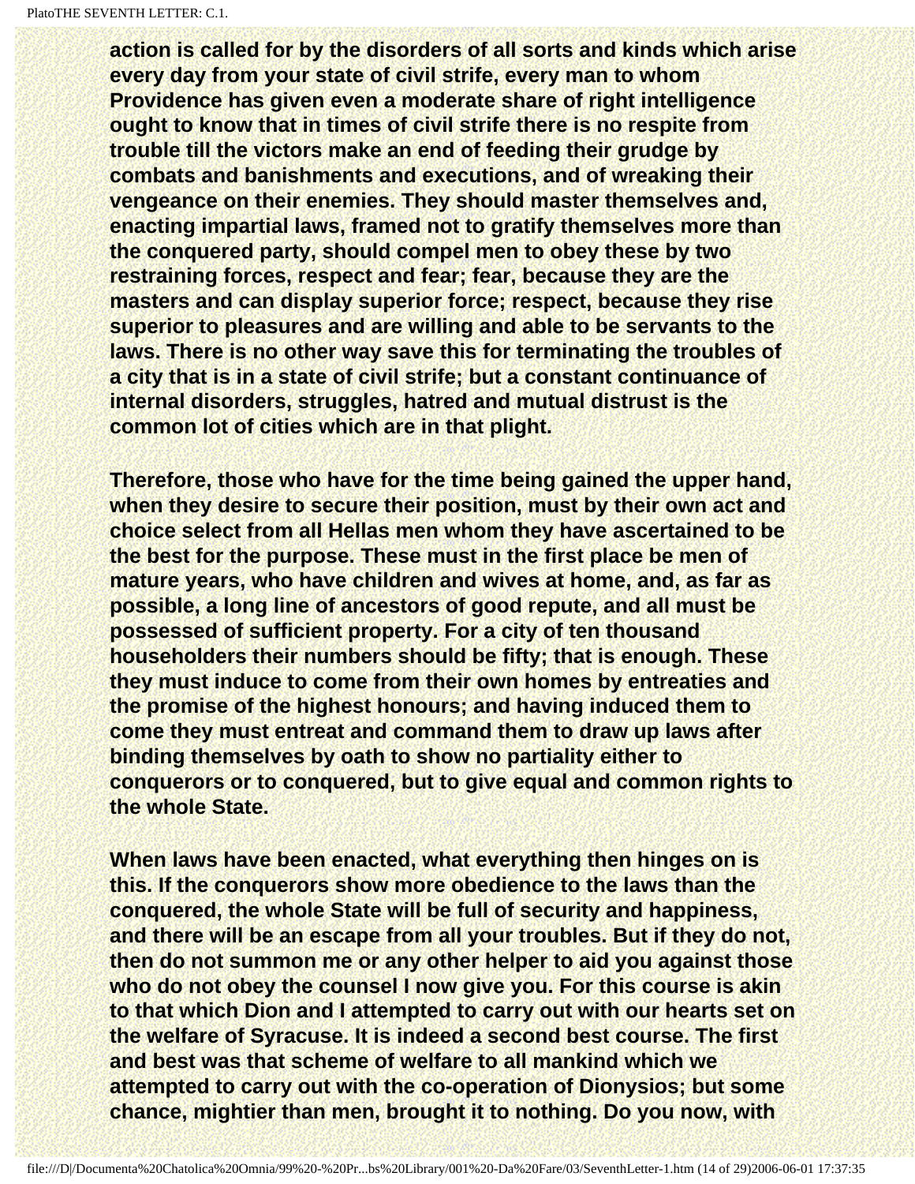action is called for by the disorders of all sorts and kinds which arise every day from your state of civil strife, every man to whom Providence has given even a moderate share of right intelligence ought to know that in times of civil strife there is no respite from trouble till the victors make an end of feeding their grudge by combats and banishments and executions, and of wreaking their vengeance on their enemies. They should master themselves and, enacting impartial laws, framed not to gratify themselves more than the conquered party, should compel men to obey these by two restraining forces, respect and fear; fear, because they are the masters and can display superior force; respect, because they rise superior to pleasures and are willing and able to be servants to the laws. There is no other way save this for terminating the troubles of a city that is in a state of civil strife; but a constant continuance of internal disorders, struggles, hatred and mutual distrust is the common lot of cities which are in that plight.

Therefore, those who have for the time being gained the upper hand, when they desire to secure their position, must by their own act and choice select from all Hellas men whom they have ascertained to be the best for the purpose. These must in the first place be men of mature years, who have children and wives at home, and, as far as possible, a long line of ancestors of good repute, and all must be possessed of sufficient property. For a city of ten thousand householders their numbers should be fifty; that is enough. These they must induce to come from their own homes by entreaties and the promise of the highest honours; and having induced them to come they must entreat and command them to draw up laws after binding themselves by oath to show no partiality either to conquerors or to conquered, but to give equal and common rights to the whole State.

When laws have been enacted, what everything then hinges on is this. If the conquerors show more obedience to the laws than the conquered, the whole State will be full of security and happiness, and there will be an escape from all your troubles. But if they do not, then do not summon me or any other helper to aid you against those who do not obey the counsel I now give you. For this course is akin to that which Dion and I attempted to carry out with our hearts set on the welfare of Syracuse. It is indeed a second best course. The first and best was that scheme of welfare to all mankind which we attempted to carry out with the co-operation of Dionysios; but some chance, mightier than men, brought it to nothing. Do you now, with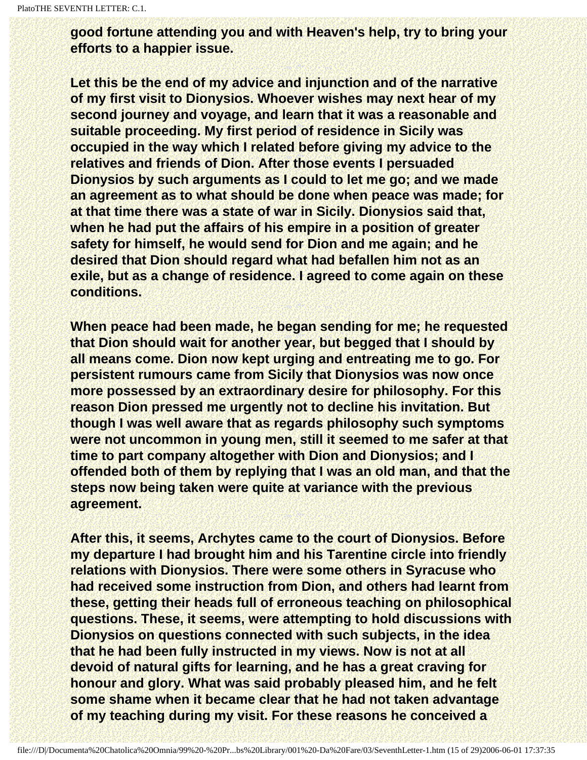**good fortune attending you and with Heaven's help, try to bring your efforts to a happier issue.**

**Let this be the end of my advice and injunction and of the narrative of my first visit to Dionysios. Whoever wishes may next hear of my second journey and voyage, and learn that it was a reasonable and suitable proceeding. My first period of residence in Sicily was occupied in the way which I related before giving my advice to the relatives and friends of Dion. After those events I persuaded Dionysios by such arguments as I could to let me go; and we made an agreement as to what should be done when peace was made; for at that time there was a state of war in Sicily. Dionysios said that, when he had put the affairs of his empire in a position of greater safety for himself, he would send for Dion and me again; and he desired that Dion should regard what had befallen him not as an exile, but as a change of residence. I agreed to come again on these conditions.**

**When peace had been made, he began sending for me; he requested that Dion should wait for another year, but begged that I should by all means come. Dion now kept urging and entreating me to go. For persistent rumours came from Sicily that Dionysios was now once more possessed by an extraordinary desire for philosophy. For this reason Dion pressed me urgently not to decline his invitation. But though I was well aware that as regards philosophy such symptoms were not uncommon in young men, still it seemed to me safer at that time to part company altogether with Dion and Dionysios; and I offended both of them by replying that I was an old man, and that the steps now being taken were quite at variance with the previous agreement.**

**After this, it seems, Archytes came to the court of Dionysios. Before my departure I had brought him and his Tarentine circle into friendly relations with Dionysios. There were some others in Syracuse who had received some instruction from Dion, and others had learnt from these, getting their heads full of erroneous teaching on philosophical questions. These, it seems, were attempting to hold discussions with Dionysios on questions connected with such subjects, in the idea that he had been fully instructed in my views. Now is not at all devoid of natural gifts for learning, and he has a great craving for honour and glory. What was said probably pleased him, and he felt some shame when it became clear that he had not taken advantage of my teaching during my visit. For these reasons he conceived a**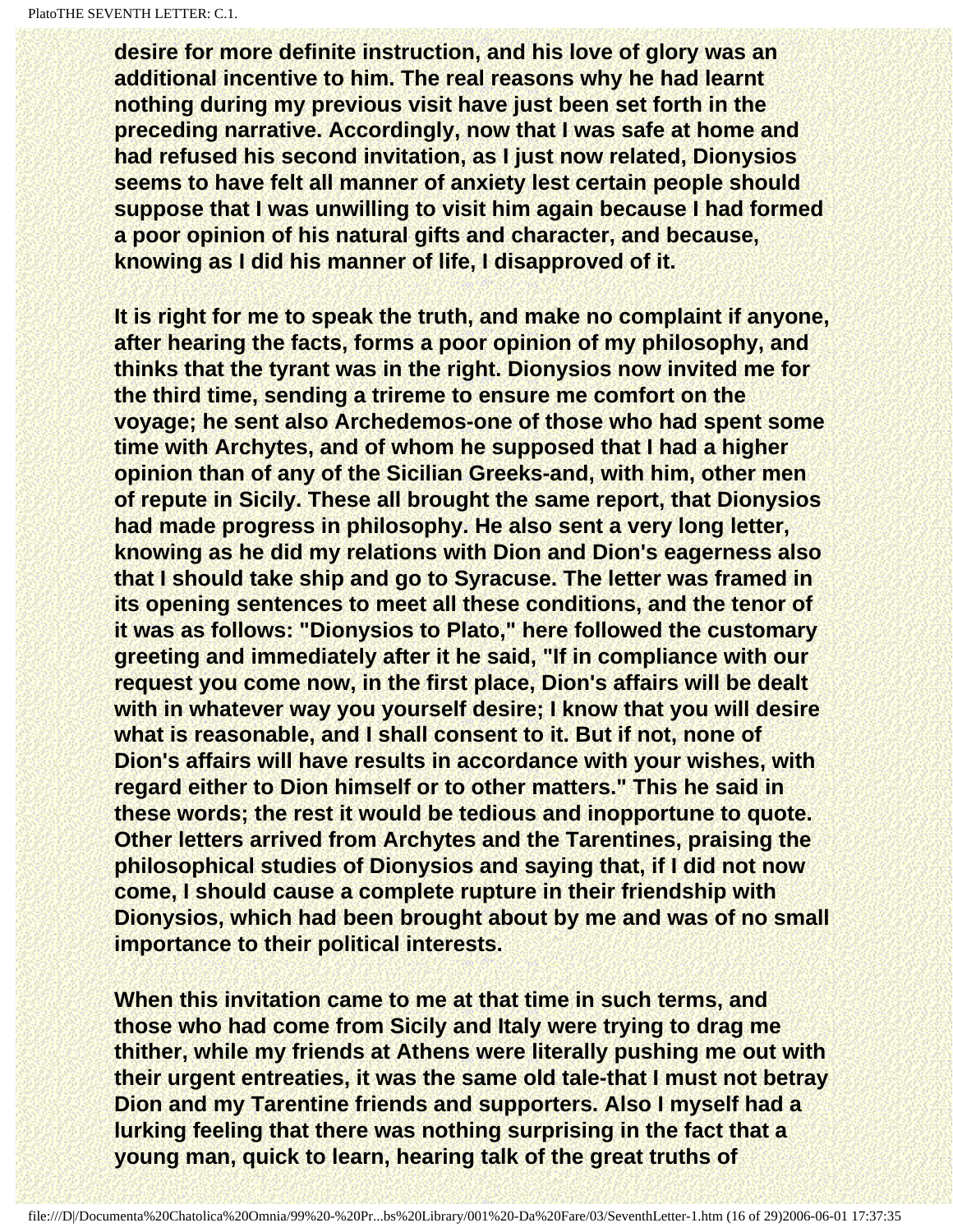desire for more definite instruction, and his love of glory was an additional incentive to him. The real reasons why he had learnt nothing during my previous visit have just been set forth in the preceding narrative. Accordingly, now that I was safe at home and had refused his second invitation, as I just now related, Dionysios seems to have felt all manner of anxiety lest certain people should suppose that I was unwilling to visit him again because I had formed a poor opinion of his natural gifts and character, and because, knowing as I did his manner of life, I disapproved of it.

It is right for me to speak the truth, and make no complaint if anyone, after hearing the facts, forms a poor opinion of my philosophy, and thinks that the tyrant was in the right. Dionysios now invited me for the third time, sending a trireme to ensure me comfort on the voyage; he sent also Archedemos-one of those who had spent some time with Archytes, and of whom he supposed that I had a higher opinion than of any of the Sicilian Greeks-and, with him, other men of repute in Sicily. These all brought the same report, that Dionysios had made progress in philosophy. He also sent a very long letter, knowing as he did my relations with Dion and Dion's eagerness also that I should take ship and go to Syracuse. The letter was framed in its opening sentences to meet all these conditions, and the tenor of it was as follows: "Dionysios to Plato," here followed the customary greeting and immediately after it he said, "If in compliance with our request you come now, in the first place, Dion's affairs will be dealt with in whatever way you yourself desire; I know that you will desire what is reasonable, and I shall consent to it. But if not, none of Dion's affairs will have results in accordance with your wishes, with regard either to Dion himself or to other matters." This he said in these words; the rest it would be tedious and inopportune to quote. Other letters arrived from Archytes and the Tarentines, praising the philosophical studies of Dionysios and saying that, if I did not now come, I should cause a complete rupture in their friendship with Dionysios, which had been brought about by me and was of no small importance to their political interests.

When this invitation came to me at that time in such terms, and those who had come from Sicily and Italy were trying to drag me thither, while my friends at Athens were literally pushing me out with their urgent entreaties, it was the same old tale-that I must not betray Dion and my Tarentine friends and supporters. Also I myself had a lurking feeling that there was nothing surprising in the fact that a young man, quick to learn, hearing talk of the great truths of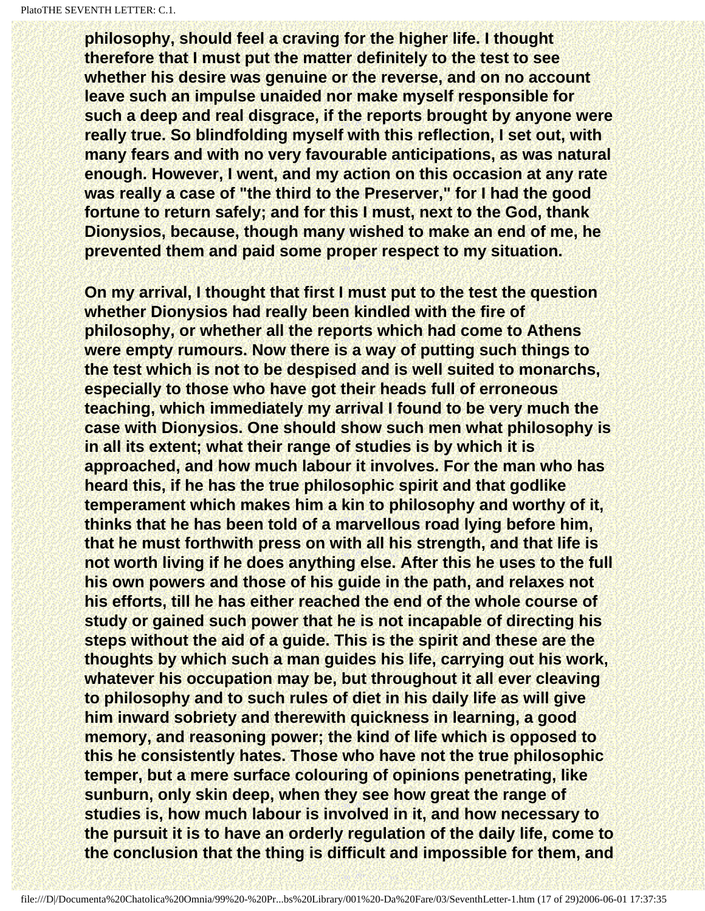**philosophy, should feel a craving for the higher life. I thought therefore that I must put the matter definitely to the test to see whether his desire was genuine or the reverse, and on no account leave such an impulse unaided nor make myself responsible for such a deep and real disgrace, if the reports brought by anyone were really true. So blindfolding myself with this reflection, I set out, with many fears and with no very favourable anticipations, as was natural enough. However, I went, and my action on this occasion at any rate was really a case of "the third to the Preserver," for I had the good fortune to return safely; and for this I must, next to the God, thank Dionysios, because, though many wished to make an end of me, he prevented them and paid some proper respect to my situation.**

**On my arrival, I thought that first I must put to the test the question whether Dionysios had really been kindled with the fire of philosophy, or whether all the reports which had come to Athens were empty rumours. Now there is a way of putting such things to the test which is not to be despised and is well suited to monarchs, especially to those who have got their heads full of erroneous teaching, which immediately my arrival I found to be very much the case with Dionysios. One should show such men what philosophy is in all its extent; what their range of studies is by which it is approached, and how much labour it involves. For the man who has heard this, if he has the true philosophic spirit and that godlike temperament which makes him a kin to philosophy and worthy of it, thinks that he has been told of a marvellous road lying before him, that he must forthwith press on with all his strength, and that life is not worth living if he does anything else. After this he uses to the full his own powers and those of his guide in the path, and relaxes not his efforts, till he has either reached the end of the whole course of study or gained such power that he is not incapable of directing his steps without the aid of a guide. This is the spirit and these are the thoughts by which such a man guides his life, carrying out his work, whatever his occupation may be, but throughout it all ever cleaving to philosophy and to such rules of diet in his daily life as will give him inward sobriety and therewith quickness in learning, a good memory, and reasoning power; the kind of life which is opposed to this he consistently hates. Those who have not the true philosophic temper, but a mere surface colouring of opinions penetrating, like sunburn, only skin deep, when they see how great the range of studies is, how much labour is involved in it, and how necessary to the pursuit it is to have an orderly regulation of the daily life, come to the conclusion that the thing is difficult and impossible for them, and**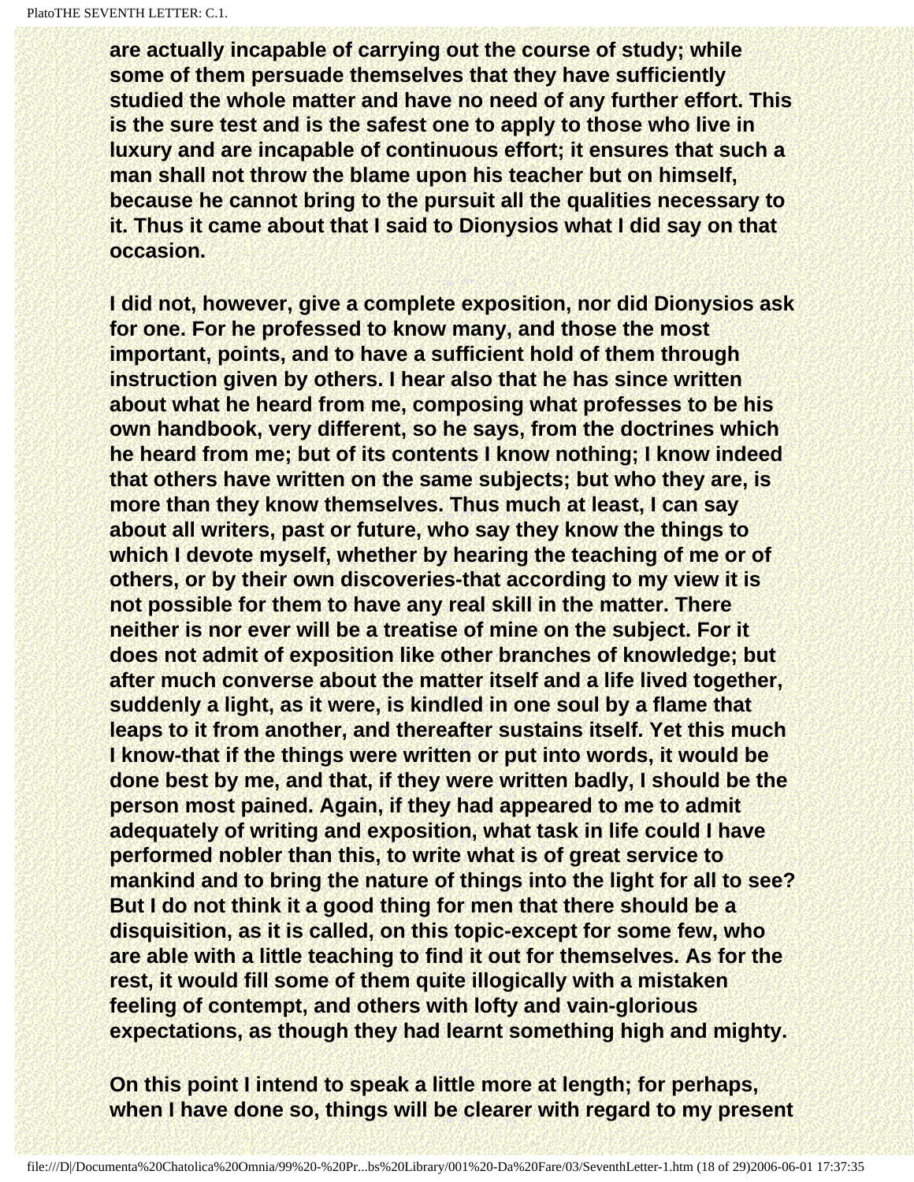are actually incapable of carrying out the course of study; while some of them persuade themselves that they have sufficiently studied the whole matter and have no need of any further effort. This is the sure test and is the safest one to apply to those who live in luxury and are incapable of continuous effort; it ensures that such a man shall not throw the blame upon his teacher but on himself, because he cannot bring to the pursuit all the qualities necessary to it. Thus it came about that I said to Dionysios what I did say on that occasion.

I did not, however, give a complete exposition, nor did Dionysios ask for one. For he professed to know many, and those the most important, points, and to have a sufficient hold of them through instruction given by others. I hear also that he has since written about what he heard from me, composing what professes to be his own handbook, very different, so he says, from the doctrines which he heard from me; but of its contents I know nothing; I know indeed that others have written on the same subjects; but who they are, is more than they know themselves. Thus much at least, I can say about all writers, past or future, who say they know the things to which I devote myself, whether by hearing the teaching of me or of others, or by their own discoveries-that according to my view it is not possible for them to have any real skill in the matter. There neither is nor ever will be a treatise of mine on the subject. For it does not admit of exposition like other branches of knowledge; but after much converse about the matter itself and a life lived together, suddenly a light, as it were, is kindled in one soul by a flame that leaps to it from another, and thereafter sustains itself. Yet this much I know-that if the things were written or put into words, it would be done best by me, and that, if they were written badly, I should be the person most pained. Again, if they had appeared to me to admit adequately of writing and exposition, what task in life could I have performed nobler than this, to write what is of great service to mankind and to bring the nature of things into the light for all to see? But I do not think it a good thing for men that there should be a disquisition, as it is called, on this topic-except for some few, who are able with a little teaching to find it out for themselves. As for the rest, it would fill some of them quite illogically with a mistaken feeling of contempt, and others with lofty and vain-glorious expectations, as though they had learnt something high and mighty.

On this point I intend to speak a little more at length; for perhaps, when I have done so, things will be clearer with regard to my present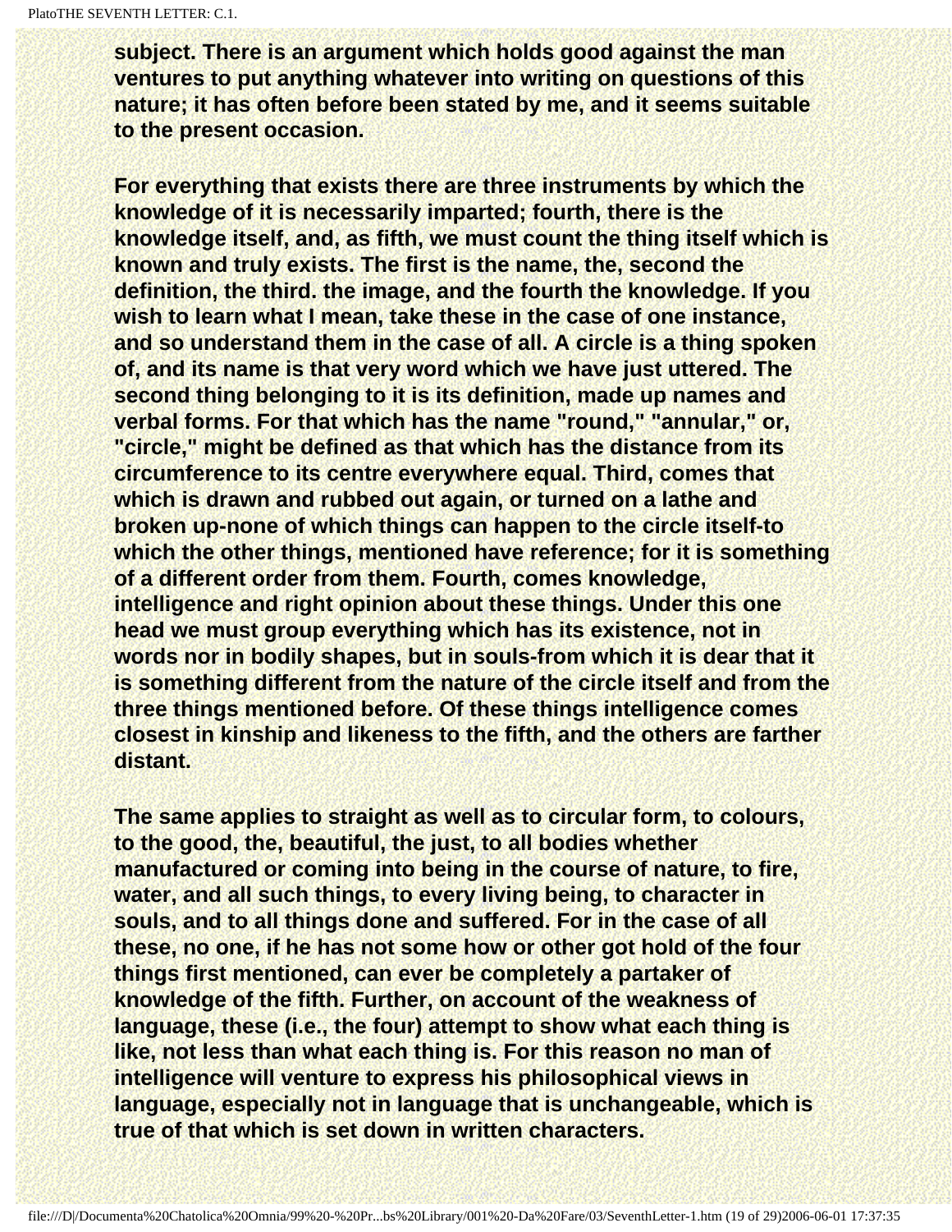**subject. There is an argument which holds good against the man ventures to put anything whatever into writing on questions of this nature; it has often before been stated by me, and it seems suitable to the present occasion.**

**For everything that exists there are three instruments by which the knowledge of it is necessarily imparted; fourth, there is the knowledge itself, and, as fifth, we must count the thing itself which is known and truly exists. The first is the name, the, second the definition, the third. the image, and the fourth the knowledge. If you wish to learn what I mean, take these in the case of one instance, and so understand them in the case of all. A circle is a thing spoken of, and its name is that very word which we have just uttered. The second thing belonging to it is its definition, made up names and verbal forms. For that which has the name "round," "annular," or, "circle," might be defined as that which has the distance from its circumference to its centre everywhere equal. Third, comes that which is drawn and rubbed out again, or turned on a lathe and broken up-none of which things can happen to the circle itself-to which the other things, mentioned have reference; for it is something of a different order from them. Fourth, comes knowledge, intelligence and right opinion about these things. Under this one head we must group everything which has its existence, not in words nor in bodily shapes, but in souls-from which it is dear that it is something different from the nature of the circle itself and from the three things mentioned before. Of these things intelligence comes closest in kinship and likeness to the fifth, and the others are farther distant.**

**The same applies to straight as well as to circular form, to colours, to the good, the, beautiful, the just, to all bodies whether manufactured or coming into being in the course of nature, to fire, water, and all such things, to every living being, to character in souls, and to all things done and suffered. For in the case of all these, no one, if he has not some how or other got hold of the four things first mentioned, can ever be completely a partaker of knowledge of the fifth. Further, on account of the weakness of language, these (i.e., the four) attempt to show what each thing is like, not less than what each thing is. For this reason no man of intelligence will venture to express his philosophical views in language, especially not in language that is unchangeable, which is true of that which is set down in written characters.**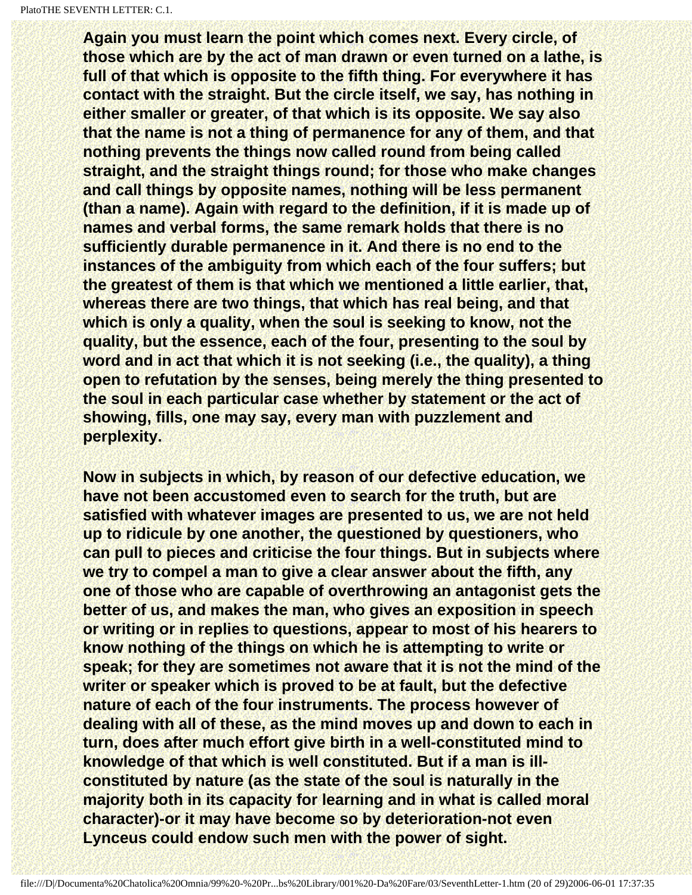**Again you must learn the point which comes next. Every circle, of those which are by the act of man drawn or even turned on a lathe, is full of that which is opposite to the fifth thing. For everywhere it has contact with the straight. But the circle itself, we say, has nothing in either smaller or greater, of that which is its opposite. We say also that the name is not a thing of permanence for any of them, and that nothing prevents the things now called round from being called straight, and the straight things round; for those who make changes and call things by opposite names, nothing will be less permanent (than a name). Again with regard to the definition, if it is made up of names and verbal forms, the same remark holds that there is no sufficiently durable permanence in it. And there is no end to the instances of the ambiguity from which each of the four suffers; but the greatest of them is that which we mentioned a little earlier, that, whereas there are two things, that which has real being, and that which is only a quality, when the soul is seeking to know, not the quality, but the essence, each of the four, presenting to the soul by word and in act that which it is not seeking (i.e., the quality), a thing open to refutation by the senses, being merely the thing presented to the soul in each particular case whether by statement or the act of showing, fills, one may say, every man with puzzlement and perplexity.**

**Now in subjects in which, by reason of our defective education, we have not been accustomed even to search for the truth, but are satisfied with whatever images are presented to us, we are not held up to ridicule by one another, the questioned by questioners, who can pull to pieces and criticise the four things. But in subjects where we try to compel a man to give a clear answer about the fifth, any one of those who are capable of overthrowing an antagonist gets the better of us, and makes the man, who gives an exposition in speech or writing or in replies to questions, appear to most of his hearers to know nothing of the things on which he is attempting to write or speak; for they are sometimes not aware that it is not the mind of the writer or speaker which is proved to be at fault, but the defective nature of each of the four instruments. The process however of dealing with all of these, as the mind moves up and down to each in turn, does after much effort give birth in a well-constituted mind to knowledge of that which is well constituted. But if a man is ill-constituted by nature (as the state of the soul is naturally in the majority both in its capacity for learning and in what is called moral character)-or it may have become so by deterioration-not even Lynceus could endow such men with the power of sight.**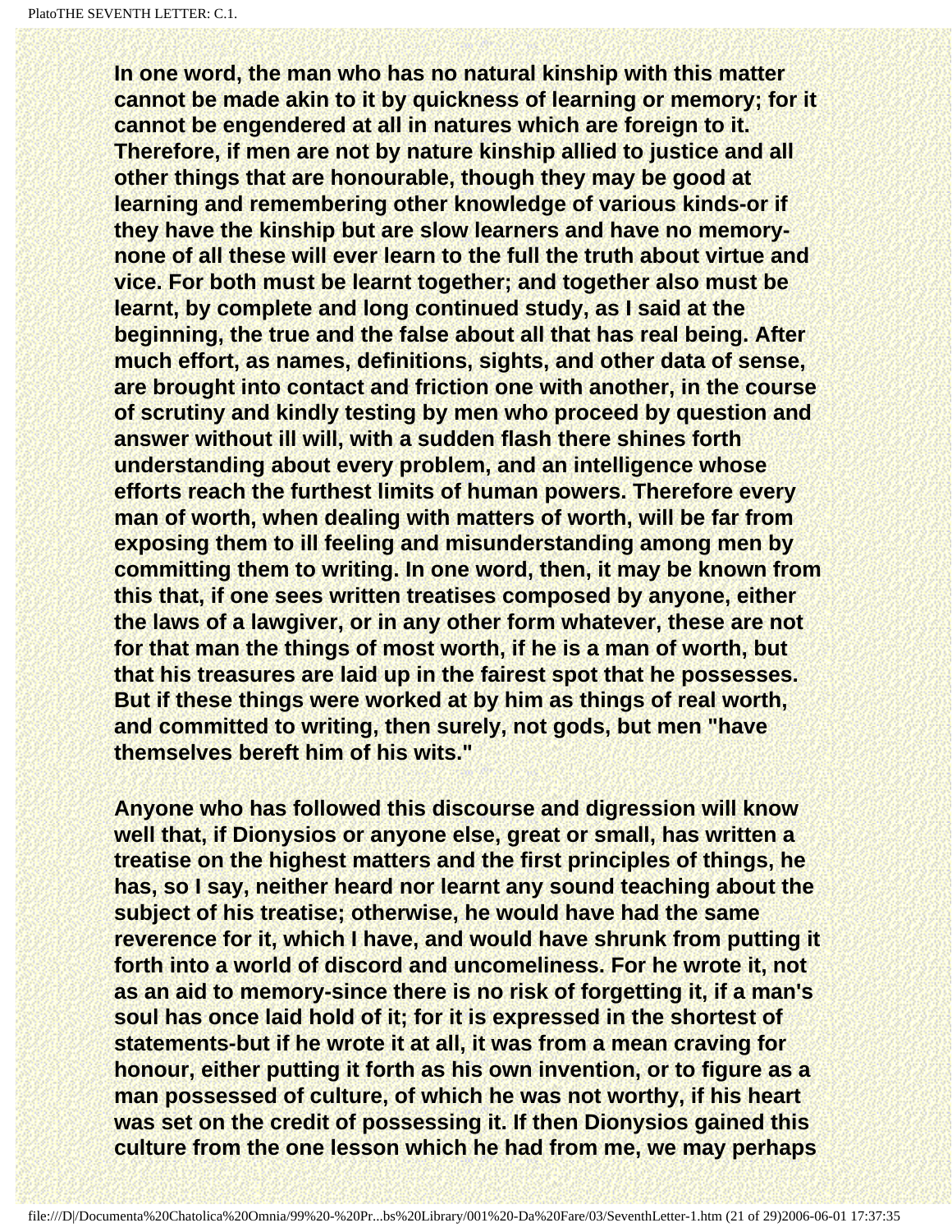**In one word, the man who has no natural kinship with this matter cannot be made akin to it by quickness of learning or memory; for it cannot be engendered at all in natures which are foreign to it. Therefore, if men are not by nature kinship allied to justice and all other things that are honourable, though they may be good at learning and remembering other knowledge of various kinds-or if they have the kinship but are slow learners and have no memory-none of all these will ever learn to the full the truth about virtue and vice. For both must be learnt together; and together also must be learnt, by complete and long continued study, as I said at the beginning, the true and the false about all that has real being. After much effort, as names, definitions, sights, and other data of sense, are brought into contact and friction one with another, in the course of scrutiny and kindly testing by men who proceed by question and answer without ill will, with a sudden flash there shines forth understanding about every problem, and an intelligence whose efforts reach the furthest limits of human powers. Therefore every man of worth, when dealing with matters of worth, will be far from exposing them to ill feeling and misunderstanding among men by committing them to writing. In one word, then, it may be known from this that, if one sees written treatises composed by anyone, either the laws of a lawgiver, or in any other form whatever, these are not for that man the things of most worth, if he is a man of worth, but that his treasures are laid up in the fairest spot that he possesses. But if these things were worked at by him as things of real worth, and committed to writing, then surely, not gods, but men "have themselves bereft him of his wits."**

**Anyone who has followed this discourse and digression will know well that, if Dionysios or anyone else, great or small, has written a treatise on the highest matters and the first principles of things, he has, so I say, neither heard nor learnt any sound teaching about the subject of his treatise; otherwise, he would have had the same reverence for it, which I have, and would have shrunk from putting it forth into a world of discord and uncomeliness. For he wrote it, not as an aid to memory-since there is no risk of forgetting it, if a man's soul has once laid hold of it; for it is expressed in the shortest of statements-but if he wrote it at all, it was from a mean craving for honour, either putting it forth as his own invention, or to figure as a man possessed of culture, of which he was not worthy, if his heart was set on the credit of possessing it. If then Dionysios gained this culture from the one lesson which he had from me, we may perhaps**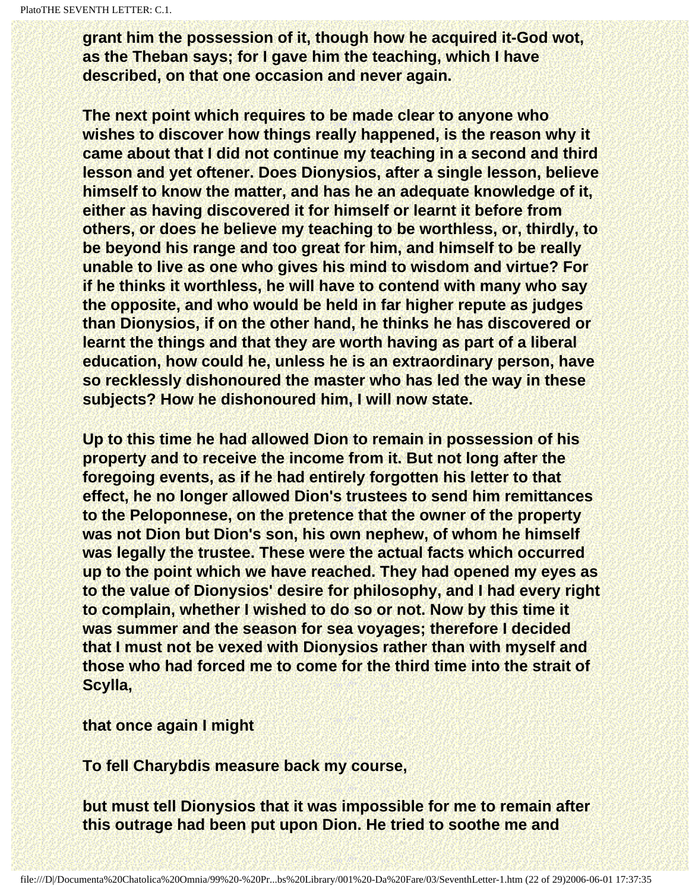grant him the possession of it, though how he acquired it-God wot, as the Theban says; for I gave him the teaching, which I have described, on that one occasion and never again.

The next point which requires to be made clear to anyone who wishes to discover how things really happened, is the reason why it came about that I did not continue my teaching in a second and third lesson and yet oftener. Does Dionysios, after a single lesson, believe himself to know the matter, and has he an adequate knowledge of it, either as having discovered it for himself or learnt it before from others, or does he believe my teaching to be worthless, or, thirdly, to be beyond his range and too great for him, and himself to be really unable to live as one who gives his mind to wisdom and virtue? For if he thinks it worthless, he will have to contend with many who say the opposite, and who would be held in far higher repute as judges than Dionysios, if on the other hand, he thinks he has discovered or learnt the things and that they are worth having as part of a liberal education, how could he, unless he is an extraordinary person, have so recklessly dishonoured the master who has led the way in these subjects? How he dishonoured him, I will now state.

Up to this time he had allowed Dion to remain in possession of his property and to receive the income from it. But not long after the foregoing events, as if he had entirely forgotten his letter to that effect, he no longer allowed Dion's trustees to send him remittances to the Peloponnese, on the pretence that the owner of the property was not Dion but Dion's son, his own nephew, of whom he himself was legally the trustee. These were the actual facts which occurred up to the point which we have reached. They had opened my eyes as to the value of Dionysios' desire for philosophy, and I had every right to complain, whether I wished to do so or not. Now by this time it was summer and the season for sea voyages; therefore I decided that I must not be vexed with Dionysios rather than with myself and those who had forced me to come for the third time into the strait of Scylla,

that once again I might

To fell Charybdis measure back my course,

but must tell Dionysios that it was impossible for me to remain after this outrage had been put upon Dion. He tried to soothe me and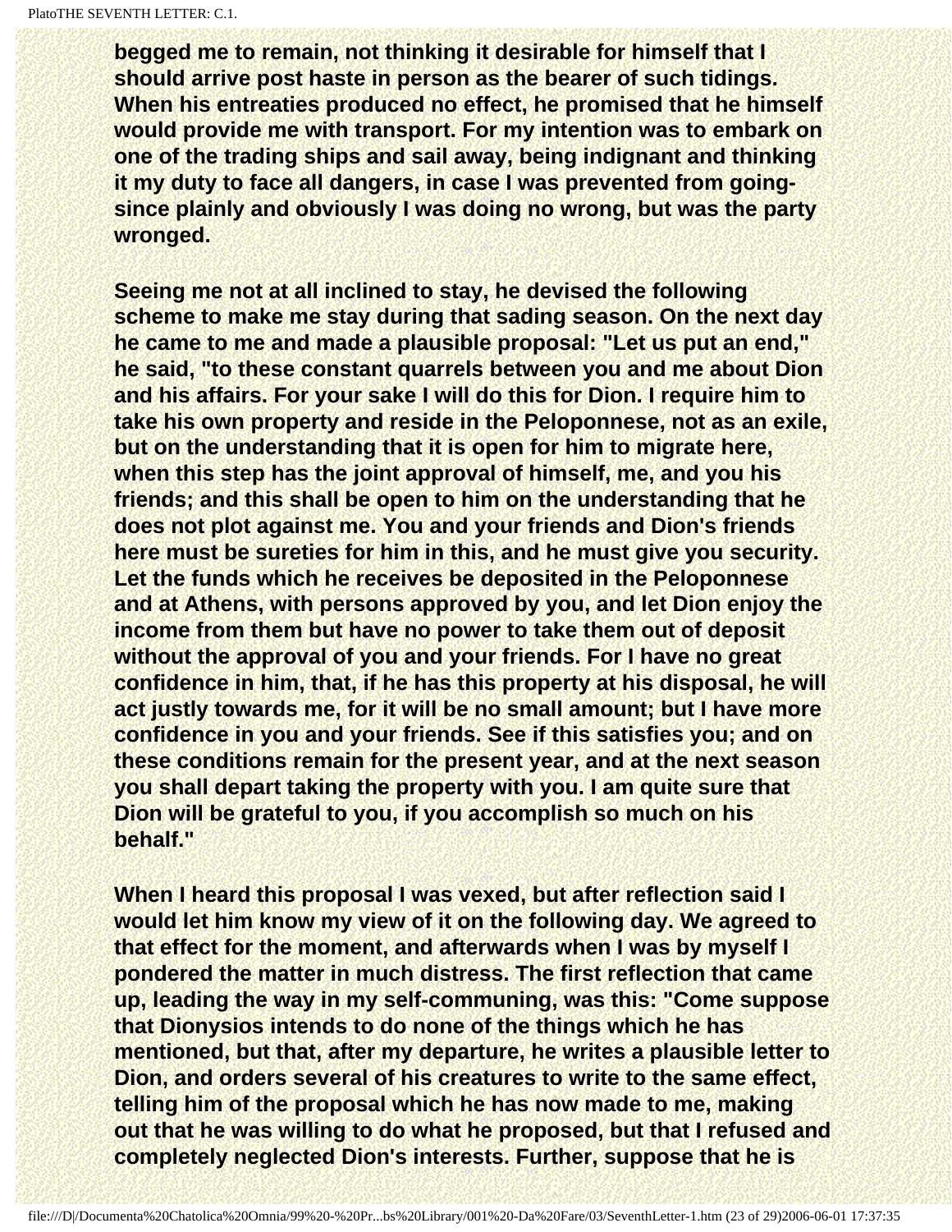**begged me to remain, not thinking it desirable for himself that I should arrive post haste in person as the bearer of such tidings. When his entreaties produced no effect, he promised that he himself would provide me with transport. For my intention was to embark on one of the trading ships and sail away, being indignant and thinking it my duty to face all dangers, in case I was prevented from going-since plainly and obviously I was doing no wrong, but was the party wronged.**

**Seeing me not at all inclined to stay, he devised the following scheme to make me stay during that sading season. On the next day he came to me and made a plausible proposal: "Let us put an end," he said, "to these constant quarrels between you and me about Dion and his affairs. For your sake I will do this for Dion. I require him to take his own property and reside in the Peloponnese, not as an exile, but on the understanding that it is open for him to migrate here, when this step has the joint approval of himself, me, and you his friends; and this shall be open to him on the understanding that he does not plot against me. You and your friends and Dion's friends here must be sureties for him in this, and he must give you security. Let the funds which he receives be deposited in the Peloponnese and at Athens, with persons approved by you, and let Dion enjoy the income from them but have no power to take them out of deposit without the approval of you and your friends. For I have no great confidence in him, that, if he has this property at his disposal, he will act justly towards me, for it will be no small amount; but I have more confidence in you and your friends. See if this satisfies you; and on these conditions remain for the present year, and at the next season you shall depart taking the property with you. I am quite sure that Dion will be grateful to you, if you accomplish so much on his behalf."**

**When I heard this proposal I was vexed, but after reflection said I would let him know my view of it on the following day. We agreed to that effect for the moment, and afterwards when I was by myself I pondered the matter in much distress. The first reflection that came up, leading the way in my self-communing, was this: "Come suppose that Dionysios intends to do none of the things which he has mentioned, but that, after my departure, he writes a plausible letter to Dion, and orders several of his creatures to write to the same effect, telling him of the proposal which he has now made to me, making out that he was willing to do what he proposed, but that I refused and completely neglected Dion's interests. Further, suppose that he is**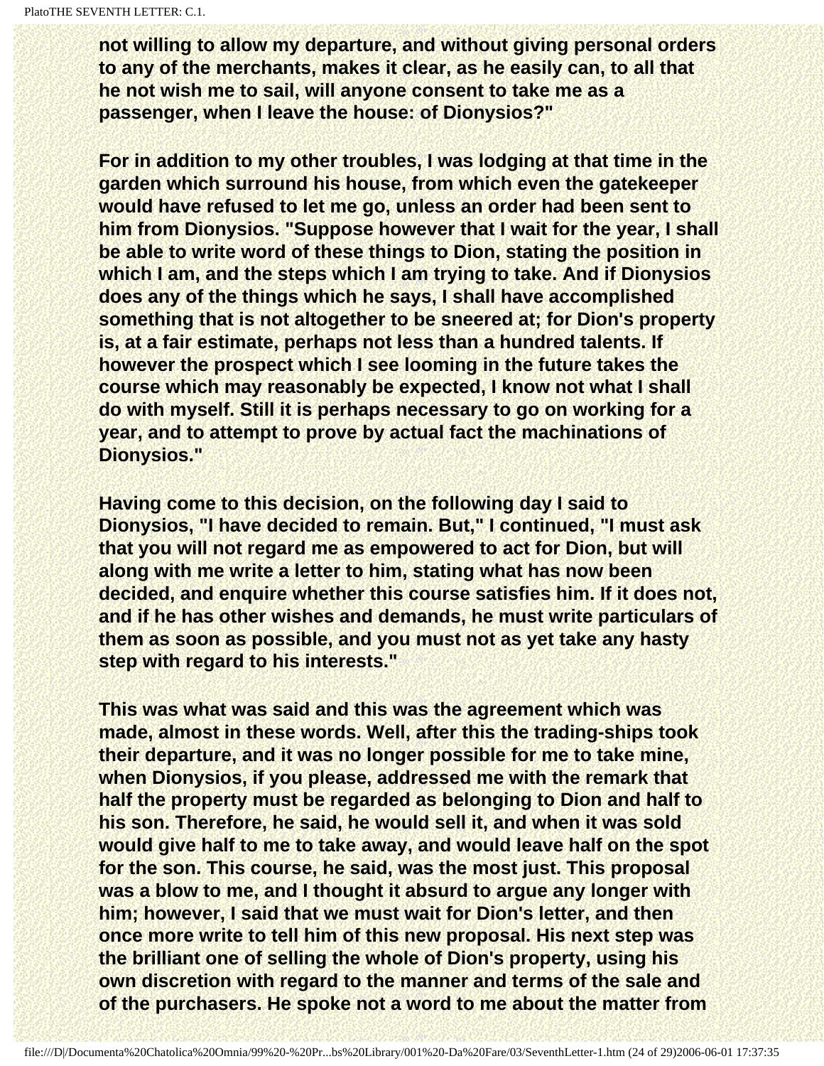not willing to allow my departure, and without giving personal orders to any of the merchants, makes it clear, as he easily can, to all that he not wish me to sail, will anyone consent to take me as a passenger, when I leave the house: of Dionysios?"

For in addition to my other troubles, I was lodging at that time in the garden which surround his house, from which even the gatekeeper would have refused to let me go, unless an order had been sent to him from Dionysios. "Suppose however that I wait for the year, I shall be able to write word of these things to Dion, stating the position in which I am, and the steps which I am trying to take. And if Dionysios does any of the things which he says, I shall have accomplished something that is not altogether to be sneered at; for Dion's property is, at a fair estimate, perhaps not less than a hundred talents. If however the prospect which I see looming in the future takes the course which may reasonably be expected, I know not what I shall do with myself. Still it is perhaps necessary to go on working for a year, and to attempt to prove by actual fact the machinations of Dionysios."

Having come to this decision, on the following day I said to Dionysios, "I have decided to remain. But," I continued, "I must ask that you will not regard me as empowered to act for Dion, but will along with me write a letter to him, stating what has now been decided, and enquire whether this course satisfies him. If it does not, and if he has other wishes and demands, he must write particulars of them as soon as possible, and you must not as yet take any hasty step with regard to his interests."

This was what was said and this was the agreement which was made, almost in these words. Well, after this the trading-ships took their departure, and it was no longer possible for me to take mine, when Dionysios, if you please, addressed me with the remark that half the property must be regarded as belonging to Dion and half to his son. Therefore, he said, he would sell it, and when it was sold would give half to me to take away, and would leave half on the spot for the son. This course, he said, was the most just. This proposal was a blow to me, and I thought it absurd to argue any longer with him; however, I said that we must wait for Dion's letter, and then once more write to tell him of this new proposal. His next step was the brilliant one of selling the whole of Dion's property, using his own discretion with regard to the manner and terms of the sale and of the purchasers. He spoke not a word to me about the matter from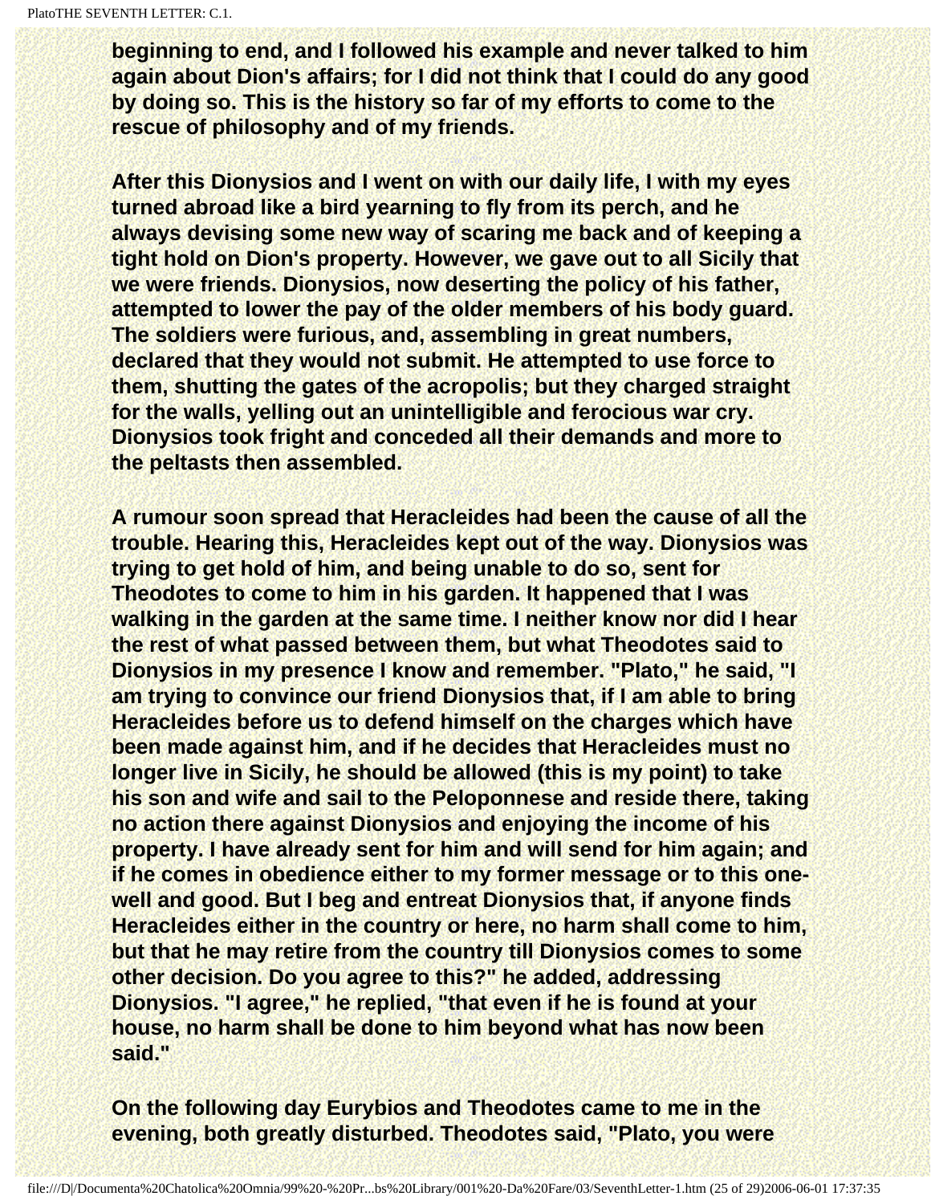beginning to end, and I followed his example and never talked to him again about Dion's affairs; for I did not think that I could do any good by doing so. This is the history so far of my efforts to come to the rescue of philosophy and of my friends.

After this Dionysios and I went on with our daily life, I with my eyes turned abroad like a bird yearning to fly from its perch, and he always devising some new way of scaring me back and of keeping a tight hold on Dion's property. However, we gave out to all Sicily that we were friends. Dionysios, now deserting the policy of his father, attempted to lower the pay of the older members of his body guard. The soldiers were furious, and, assembling in great numbers, declared that they would not submit. He attempted to use force to them, shutting the gates of the acropolis; but they charged straight for the walls, yelling out an unintelligible and ferocious war cry. Dionysios took fright and conceded all their demands and more to the peltasts then assembled.

A rumour soon spread that Heracleides had been the cause of all the trouble. Hearing this, Heracleides kept out of the way. Dionysios was trying to get hold of him, and being unable to do so, sent for Theodotes to come to him in his garden. It happened that I was walking in the garden at the same time. I neither know nor did I hear the rest of what passed between them, but what Theodotes said to Dionysios in my presence I know and remember. "Plato," he said, "I am trying to convince our friend Dionysios that, if I am able to bring Heracleides before us to defend himself on the charges which have been made against him, and if he decides that Heracleides must no longer live in Sicily, he should be allowed (this is my point) to take his son and wife and sail to the Peloponnese and reside there, taking no action there against Dionysios and enjoying the income of his property. I have already sent for him and will send for him again; and if he comes in obedience either to my former message or to this one-well and good. But I beg and entreat Dionysios that, if anyone finds Heracleides either in the country or here, no harm shall come to him, but that he may retire from the country till Dionysios comes to some other decision. Do you agree to this?" he added, addressing Dionysios. "I agree," he replied, "that even if he is found at your house, no harm shall be done to him beyond what has now been said."

On the following day Eurybios and Theodotes came to me in the evening, both greatly disturbed. Theodotes said, "Plato, you were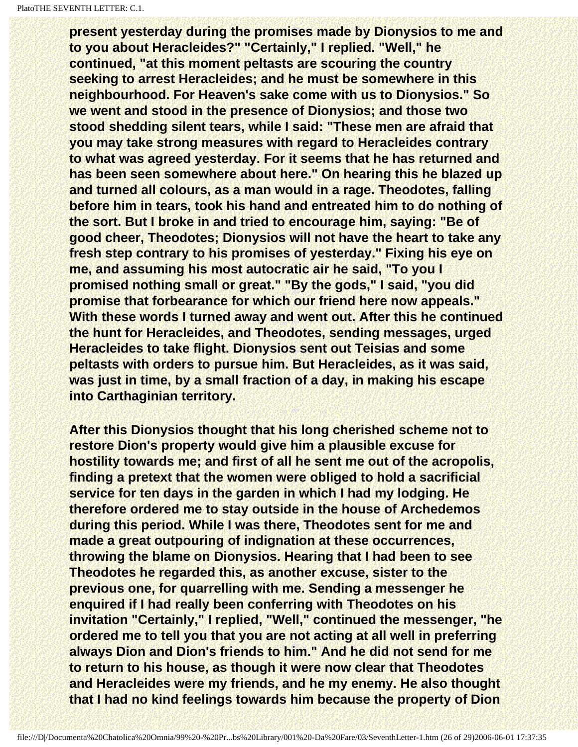present yesterday during the promises made by Dionysios to me and to you about Heracleides?" "Certainly," I replied. "Well," he continued, "at this moment peltasts are scouring the country seeking to arrest Heracleides; and he must be somewhere in this neighbourhood. For Heaven's sake come with us to Dionysios." So we went and stood in the presence of Dionysios; and those two stood shedding silent tears, while I said: "These men are afraid that you may take strong measures with regard to Heracleides contrary to what was agreed yesterday. For it seems that he has returned and has been seen somewhere about here." On hearing this he blazed up and turned all colours, as a man would in a rage. Theodotes, falling before him in tears, took his hand and entreated him to do nothing of the sort. But I broke in and tried to encourage him, saying: "Be of good cheer, Theodotes; Dionysios will not have the heart to take any fresh step contrary to his promises of yesterday." Fixing his eye on me, and assuming his most autocratic air he said, "To you I promised nothing small or great." "By the gods," I said, "you did promise that forbearance for which our friend here now appeals." With these words I turned away and went out. After this he continued the hunt for Heracleides, and Theodotes, sending messages, urged Heracleides to take flight. Dionysios sent out Teisias and some peltasts with orders to pursue him. But Heracleides, as it was said, was just in time, by a small fraction of a day, in making his escape into Carthaginian territory.

After this Dionysios thought that his long cherished scheme not to restore Dion's property would give him a plausible excuse for hostility towards me; and first of all he sent me out of the acropolis, finding a pretext that the women were obliged to hold a sacrificial service for ten days in the garden in which I had my lodging. He therefore ordered me to stay outside in the house of Archedemos during this period. While I was there, Theodotes sent for me and made a great outpouring of indignation at these occurrences, throwing the blame on Dionysios. Hearing that I had been to see Theodotes he regarded this, as another excuse, sister to the previous one, for quarrelling with me. Sending a messenger he enquired if I had really been conferring with Theodotes on his invitation "Certainly," I replied, "Well," continued the messenger, "he ordered me to tell you that you are not acting at all well in preferring always Dion and Dion's friends to him." And he did not send for me to return to his house, as though it were now clear that Theodotes and Heracleides were my friends, and he my enemy. He also thought that I had no kind feelings towards him because the property of Dion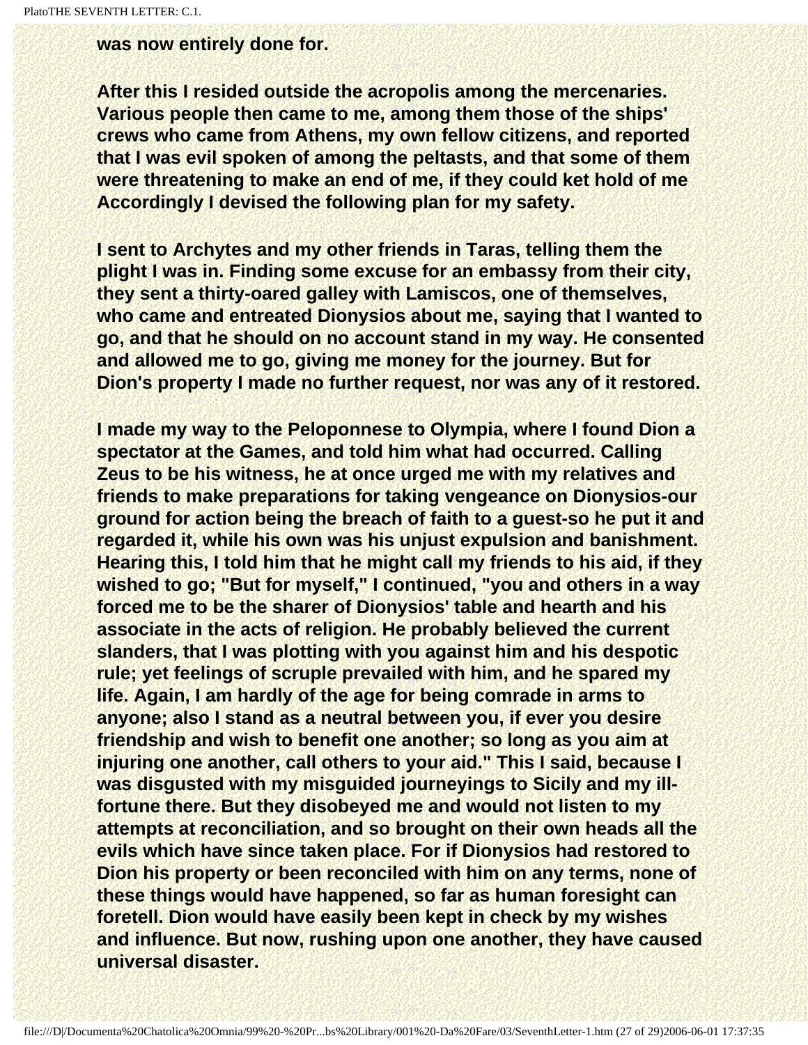**was now entirely done for.**

**After this I resided outside the acropolis among the mercenaries. Various people then came to me, among them those of the ships' crews who came from Athens, my own fellow citizens, and reported that I was evil spoken of among the peltasts, and that some of them were threatening to make an end of me, if they could ket hold of me Accordingly I devised the following plan for my safety.**

**I sent to Archytes and my other friends in Taras, telling them the plight I was in. Finding some excuse for an embassy from their city, they sent a thirty-oared galley with Lamiscos, one of themselves, who came and entreated Dionysios about me, saying that I wanted to go, and that he should on no account stand in my way. He consented and allowed me to go, giving me money for the journey. But for Dion's property I made no further request, nor was any of it restored.**

**I made my way to the Peloponnese to Olympia, where I found Dion a spectator at the Games, and told him what had occurred. Calling Zeus to be his witness, he at once urged me with my relatives and friends to make preparations for taking vengeance on Dionysios-our ground for action being the breach of faith to a guest-so he put it and regarded it, while his own was his unjust expulsion and banishment. Hearing this, I told him that he might call my friends to his aid, if they wished to go; "But for myself," I continued, "you and others in a way forced me to be the sharer of Dionysios' table and hearth and his associate in the acts of religion. He probably believed the current slanders, that I was plotting with you against him and his despotic rule; yet feelings of scruple prevailed with him, and he spared my life. Again, I am hardly of the age for being comrade in arms to anyone; also I stand as a neutral between you, if ever you desire friendship and wish to benefit one another; so long as you aim at injuring one another, call others to your aid." This I said, because I was disgusted with my misguided journeyings to Sicily and my ill-fortune there. But they disobeyed me and would not listen to my attempts at reconciliation, and so brought on their own heads all the evils which have since taken place. For if Dionysios had restored to Dion his property or been reconciled with him on any terms, none of these things would have happened, so far as human foresight can foretell. Dion would have easily been kept in check by my wishes and influence. But now, rushing upon one another, they have caused universal disaster.**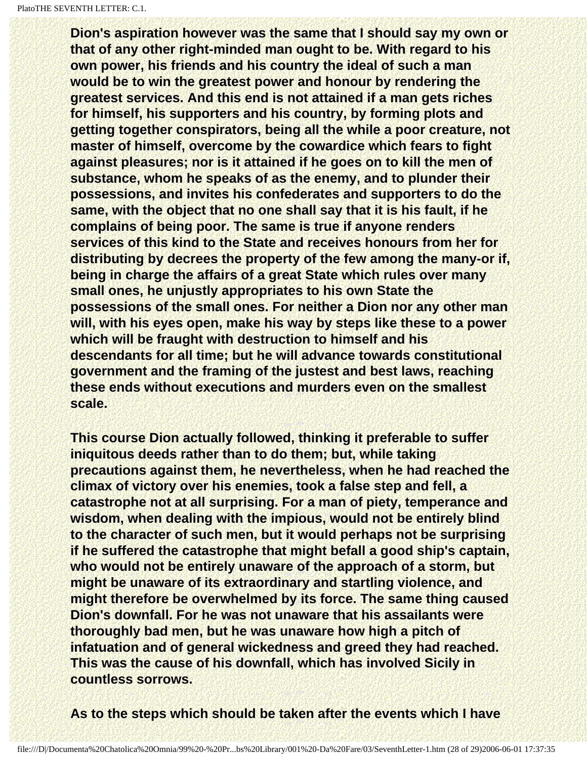**Dion's aspiration however was the same that I should say my own or that of any other right-minded man ought to be. With regard to his own power, his friends and his country the ideal of such a man would be to win the greatest power and honour by rendering the greatest services. And this end is not attained if a man gets riches for himself, his supporters and his country, by forming plots and getting together conspirators, being all the while a poor creature, not master of himself, overcome by the cowardice which fears to fight against pleasures; nor is it attained if he goes on to kill the men of substance, whom he speaks of as the enemy, and to plunder their possessions, and invites his confederates and supporters to do the same, with the object that no one shall say that it is his fault, if he complains of being poor. The same is true if anyone renders services of this kind to the State and receives honours from her for distributing by decrees the property of the few among the many-or if, being in charge the affairs of a great State which rules over many small ones, he unjustly appropriates to his own State the possessions of the small ones. For neither a Dion nor any other man will, with his eyes open, make his way by steps like these to a power which will be fraught with destruction to himself and his descendants for all time; but he will advance towards constitutional government and the framing of the justest and best laws, reaching these ends without executions and murders even on the smallest scale.**

**This course Dion actually followed, thinking it preferable to suffer iniquitous deeds rather than to do them; but, while taking precautions against them, he nevertheless, when he had reached the climax of victory over his enemies, took a false step and fell, a catastrophe not at all surprising. For a man of piety, temperance and wisdom, when dealing with the impious, would not be entirely blind to the character of such men, but it would perhaps not be surprising if he suffered the catastrophe that might befall a good ship's captain, who would not be entirely unaware of the approach of a storm, but might be unaware of its extraordinary and startling violence, and might therefore be overwhelmed by its force. The same thing caused Dion's downfall. For he was not unaware that his assailants were thoroughly bad men, but he was unaware how high a pitch of infatuation and of general wickedness and greed they had reached. This was the cause of his downfall, which has involved Sicily in countless sorrows.**

**As to the steps which should be taken after the events which I have**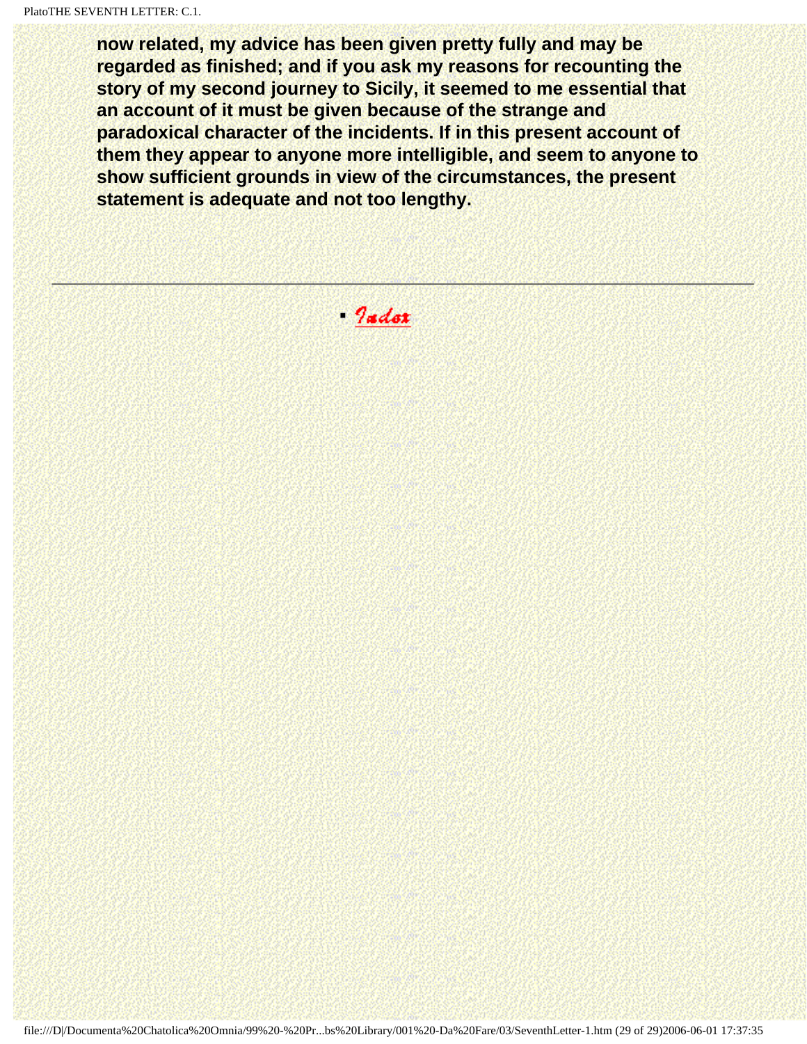**now related, my advice has been given pretty fully and may be regarded as finished; and if you ask my reasons for recounting the story of my second journey to Sicily, it seemed to me essential that an account of it must be given because of the strange and paradoxical character of the incidents. If in this present account of them they appear to anyone more intelligible, and seem to anyone to show sufficient grounds in view of the circumstances, the present statement is adequate and not too lengthy.**

---

- Index